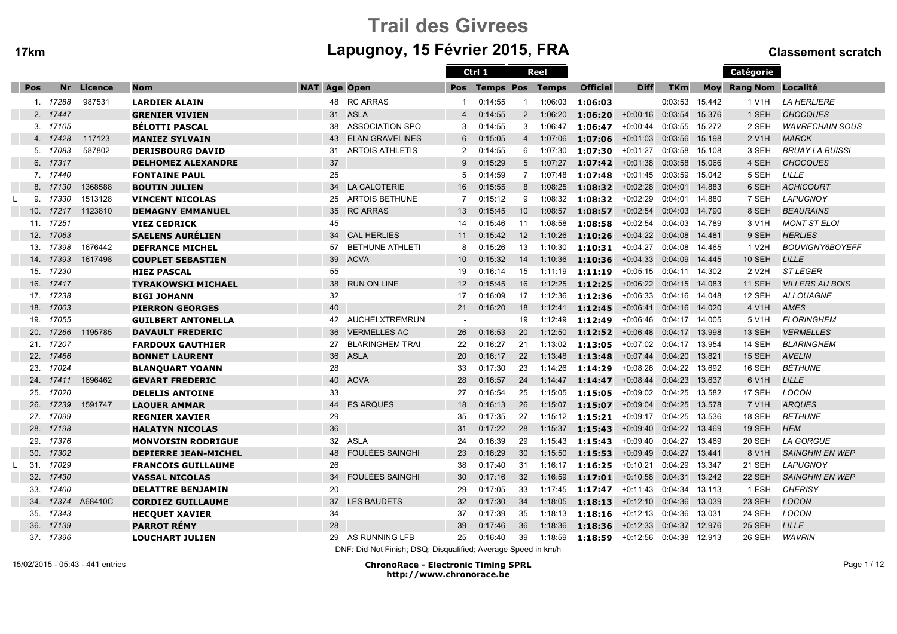# Trail des Givrees

## Lapugnoy, 15 Février 2015, FRA

**17km** — **Classement scratch**

| | Pos | Nr | Licence | Nom | NAT | Age | Open | Ctrl 1 Pos | Ctrl 1 Temps | Reel Pos | Reel Temps | Officiel | Diff | TKm | Moy | Catégorie Rang | Catégorie Nom | Localité |
|---|---|---|---|---|---|---|---|---|---|---|---|---|---|---|---|---|---|---|
| | 1. | 17288 | 987531 | **LARDIER ALAIN** | | 48 | RC ARRAS | 1 | 0:14:55 | 1 | 1:06:03 | **1:06:03** | | 0:03:53 | 15.442 | 1 | V1H | *LA HERLIERE* |
| | 2. | 17447 | | **GRENIER VIVIEN** | | 31 | ASLA | 4 | 0:14:55 | 2 | 1:06:20 | **1:06:20** | +0:00:16 | 0:03:54 | 15.376 | 1 | SEH | *CHOCQUES* |
| | 3. | 17105 | | **BÉLOTTI PASCAL** | | 38 | ASSOCIATION SPO | 3 | 0:14:55 | 3 | 1:06:47 | **1:06:47** | +0:00:44 | 0:03:55 | 15.272 | 2 | SEH | *WAVRECHAIN SOUS* |
| | 4. | 17428 | 117123 | **MANIEZ SYLVAIN** | | 43 | ELAN GRAVELINES | 6 | 0:15:05 | 4 | 1:07:06 | **1:07:06** | +0:01:03 | 0:03:56 | 15.198 | 2 | V1H | *MARCK* |
| | 5. | 17083 | 587802 | **DERISBOURG DAVID** | | 31 | ARTOIS ATHLETIS | 2 | 0:14:55 | 6 | 1:07:30 | **1:07:30** | +0:01:27 | 0:03:58 | 15.108 | 3 | SEH | *BRUAY LA BUISSI* |
| | 6. | 17317 | | **DELHOMEZ ALEXANDRE** | | 37 | | 9 | 0:15:29 | 5 | 1:07:27 | **1:07:42** | +0:01:38 | 0:03:58 | 15.066 | 4 | SEH | *CHOCQUES* |
| | 7. | 17440 | | **FONTAINE PAUL** | | 25 | | 5 | 0:14:59 | 7 | 1:07:48 | **1:07:48** | +0:01:45 | 0:03:59 | 15.042 | 5 | SEH | *LILLE* |
| | 8. | 17130 | 1368588 | **BOUTIN JULIEN** | | 34 | LA CALOTERIE | 16 | 0:15:55 | 8 | 1:08:25 | **1:08:32** | +0:02:28 | 0:04:01 | 14.883 | 6 | SEH | *ACHICOURT* |
| L | 9. | 17330 | 1513128 | **VINCENT NICOLAS** | | 25 | ARTOIS BETHUNE | 7 | 0:15:12 | 9 | 1:08:32 | **1:08:32** | +0:02:29 | 0:04:01 | 14.880 | 7 | SEH | *LAPUGNOY* |
| | 10. | 17217 | 1123810 | **DEMAGNY EMMANUEL** | | 35 | RC ARRAS | 13 | 0:15:45 | 10 | 1:08:57 | **1:08:57** | +0:02:54 | 0:04:03 | 14.790 | 8 | SEH | *BEAURAINS* |
| | 11. | 17251 | | **VIEZ CEDRICK** | | 45 | | 14 | 0:15:46 | 11 | 1:08:58 | **1:08:58** | +0:02:54 | 0:04:03 | 14.789 | 3 | V1H | *MONT ST ELOI* |
| | 12. | 17063 | | **SAELENS AURÉLIEN** | | 34 | CAL HERLIES | 11 | 0:15:42 | 12 | 1:10:26 | **1:10:26** | +0:04:22 | 0:04:08 | 14.481 | 9 | SEH | *HERLIES* |
| | 13. | 17398 | 1676442 | **DEFRANCE MICHEL** | | 57 | BETHUNE ATHLETI | 8 | 0:15:26 | 13 | 1:10:30 | **1:10:31** | +0:04:27 | 0:04:08 | 14.465 | 1 | V2H | *BOUVIGNY6BOYEFF* |
| | 14. | 17393 | 1617498 | **COUPLET SEBASTIEN** | | 39 | ACVA | 10 | 0:15:32 | 14 | 1:10:36 | **1:10:36** | +0:04:33 | 0:04:09 | 14.445 | 10 | SEH | *LILLE* |
| | 15. | 17230 | | **HIEZ PASCAL** | | 55 | | 19 | 0:16:14 | 15 | 1:11:19 | **1:11:19** | +0:05:15 | 0:04:11 | 14.302 | 2 | V2H | *ST LÉGER* |
| | 16. | 17417 | | **TYRAKOWSKI MICHAEL** | | 38 | RUN ON LINE | 12 | 0:15:45 | 16 | 1:12:25 | **1:12:25** | +0:06:22 | 0:04:15 | 14.083 | 11 | SEH | *VILLERS AU BOIS* |
| | 17. | 17238 | | **BIGI JOHANN** | | 32 | | 17 | 0:16:09 | 17 | 1:12:36 | **1:12:36** | +0:06:33 | 0:04:16 | 14.048 | 12 | SEH | *ALLOUAGNE* |
| | 18. | 17003 | | **PIERRON GEORGES** | | 40 | | 21 | 0:16:20 | 18 | 1:12:41 | **1:12:45** | +0:06:41 | 0:04:16 | 14.020 | 4 | V1H | *AMES* |
| | 19. | 17055 | | **GUILBERT ANTONELLA** | | 42 | AUCHELXTREMRUN | - | | 19 | 1:12:49 | **1:12:49** | +0:06:46 | 0:04:17 | 14.005 | 5 | V1H | *FLORINGHEM* |
| | 20. | 17266 | 1195785 | **DAVAULT FREDERIC** | | 36 | VERMELLES AC | 26 | 0:16:53 | 20 | 1:12:50 | **1:12:52** | +0:06:48 | 0:04:17 | 13.998 | 13 | SEH | *VERMELLES* |
| | 21. | 17207 | | **FARDOUX GAUTHIER** | | 27 | BLARINGHEM TRAI | 22 | 0:16:27 | 21 | 1:13:02 | **1:13:05** | +0:07:02 | 0:04:17 | 13.954 | 14 | SEH | *BLARINGHEM* |
| | 22. | 17466 | | **BONNET LAURENT** | | 36 | ASLA | 20 | 0:16:17 | 22 | 1:13:48 | **1:13:48** | +0:07:44 | 0:04:20 | 13.821 | 15 | SEH | *AVELIN* |
| | 23. | 17024 | | **BLANQUART YOANN** | | 28 | | 33 | 0:17:30 | 23 | 1:14:26 | **1:14:29** | +0:08:26 | 0:04:22 | 13.692 | 16 | SEH | *BÉTHUNE* |
| | 24. | 17411 | 1696462 | **GEVART FREDERIC** | | 40 | ACVA | 28 | 0:16:57 | 24 | 1:14:47 | **1:14:47** | +0:08:44 | 0:04:23 | 13.637 | 6 | V1H | *LILLE* |
| | 25. | 17020 | | **DELELIS ANTOINE** | | 33 | | 27 | 0:16:54 | 25 | 1:15:05 | **1:15:05** | +0:09:02 | 0:04:25 | 13.582 | 17 | SEH | *LOCON* |
| | 26. | 17239 | 1591747 | **LAOUER AMMAR** | | 44 | ES ARQUES | 18 | 0:16:13 | 26 | 1:15:07 | **1:15:07** | +0:09:04 | 0:04:25 | 13.578 | 7 | V1H | *ARQUES* |
| | 27. | 17099 | | **REGNIER XAVIER** | | 29 | | 35 | 0:17:35 | 27 | 1:15:12 | **1:15:21** | +0:09:17 | 0:04:25 | 13.536 | 18 | SEH | *BETHUNE* |
| | 28. | 17198 | | **HALATYN NICOLAS** | | 36 | | 31 | 0:17:22 | 28 | 1:15:37 | **1:15:43** | +0:09:40 | 0:04:27 | 13.469 | 19 | SEH | *HEM* |
| | 29. | 17376 | | **MONVOISIN RODRIGUE** | | 32 | ASLA | 24 | 0:16:39 | 29 | 1:15:43 | **1:15:43** | +0:09:40 | 0:04:27 | 13.469 | 20 | SEH | *LA GORGUE* |
| | 30. | 17302 | | **DEPIERRE JEAN-MICHEL** | | 48 | FOULÉES SAINGHI | 23 | 0:16:29 | 30 | 1:15:50 | **1:15:53** | +0:09:49 | 0:04:27 | 13.441 | 8 | V1H | *SAINGHIN EN WEP* |
| L | 31. | 17029 | | **FRANCOIS GUILLAUME** | | 26 | | 38 | 0:17:40 | 31 | 1:16:17 | **1:16:25** | +0:10:21 | 0:04:29 | 13.347 | 21 | SEH | *LAPUGNOY* |
| | 32. | 17430 | | **VASSAL NICOLAS** | | 34 | FOULÉES SAINGHI | 30 | 0:17:16 | 32 | 1:16:59 | **1:17:01** | +0:10:58 | 0:04:31 | 13.242 | 22 | SEH | *SAINGHIN EN WEP* |
| | 33. | 17400 | | **DELATTRE BENJAMIN** | | 20 | | 29 | 0:17:05 | 33 | 1:17:45 | **1:17:47** | +0:11:43 | 0:04:34 | 13.113 | 1 | ESH | *CHERISY* |
| | 34. | 17374 | A68410C | **CORDIEZ GUILLAUME** | | 37 | LES BAUDETS | 32 | 0:17:30 | 34 | 1:18:05 | **1:18:13** | +0:12:10 | 0:04:36 | 13.039 | 23 | SEH | *LOCON* |
| | 35. | 17343 | | **HECQUET XAVIER** | | 34 | | 37 | 0:17:39 | 35 | 1:18:13 | **1:18:16** | +0:12:13 | 0:04:36 | 13.031 | 24 | SEH | *LOCON* |
| | 36. | 17139 | | **PARROT RÉMY** | | 28 | | 39 | 0:17:46 | 36 | 1:18:36 | **1:18:36** | +0:12:33 | 0:04:37 | 12.976 | 25 | SEH | *LILLE* |
| | 37. | 17396 | | **LOUCHART JULIEN** | | 29 | AS RUNNING LFB | 25 | 0:16:40 | 39 | 1:18:59 | **1:18:59** | +0:12:56 | 0:04:38 | 12.913 | 26 | SEH | *WAVRIN* |

DNF: Did Not Finish; DSQ: Disqualified; Average Speed in km/h

15/02/2015 - 05:43 - 441 entries

**ChronoRace - Electronic Timing SPRL**
**http://www.chronorace.be**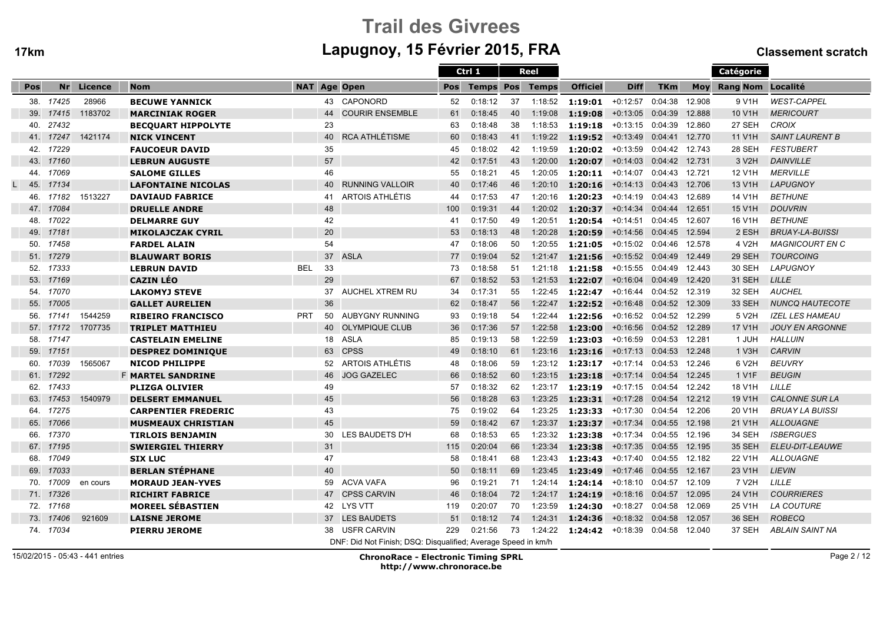# Trail des Givrees

## Lapugnoy, 15 Février 2015, FRA

**17km** — **Classement scratch**

| | Pos | Nr | Licence | Nom | NAT | Age | Open | Ctrl 1 Pos | Ctrl 1 Temps | Reel Pos | Reel Temps | Officiel | Diff | TKm | Moy | Catégorie Rang Nom | Localité |
|---|---|---|---|---|---|---|---|---|---|---|---|---|---|---|---|---|---|
| | 38. | 17425 | 28966 | **BECUWE YANNICK** | | 43 | CAPONORD | 52 | 0:18:12 | 37 | 1:18:52 | **1:19:01** | +0:12:57 | 0:04:38 | 12.908 | 9 V1H | *WEST-CAPPEL* |
| | 39. | 17415 | 1183702 | **MARCINIAK ROGER** | | 44 | COURIR ENSEMBLE | 61 | 0:18:45 | 40 | 1:19:08 | **1:19:08** | +0:13:05 | 0:04:39 | 12.888 | 10 V1H | *MERICOURT* |
| | 40. | 27432 | | **BECQUART HIPPOLYTE** | | 23 | | 63 | 0:18:48 | 38 | 1:18:53 | **1:19:18** | +0:13:15 | 0:04:39 | 12.860 | 27 SEH | *CROIX* |
| | 41. | 17247 | 1421174 | **NICK VINCENT** | | 40 | RCA ATHLÉTISME | 60 | 0:18:43 | 41 | 1:19:22 | **1:19:52** | +0:13:49 | 0:04:41 | 12.770 | 11 V1H | *SAINT LAURENT B* |
| | 42. | 17229 | | **FAUCOEUR DAVID** | | 35 | | 45 | 0:18:02 | 42 | 1:19:59 | **1:20:02** | +0:13:59 | 0:04:42 | 12.743 | 28 SEH | *FESTUBERT* |
| | 43. | 17160 | | **LEBRUN AUGUSTE** | | 57 | | 42 | 0:17:51 | 43 | 1:20:00 | **1:20:07** | +0:14:03 | 0:04:42 | 12.731 | 3 V2H | *DAINVILLE* |
| | 44. | 17069 | | **SALOME GILLES** | | 46 | | 55 | 0:18:21 | 45 | 1:20:05 | **1:20:11** | +0:14:07 | 0:04:43 | 12.721 | 12 V1H | *MERVILLE* |
| L | 45. | 17134 | | **LAFONTAINE NICOLAS** | | 40 | RUNNING VALLOIR | 40 | 0:17:46 | 46 | 1:20:10 | **1:20:16** | +0:14:13 | 0:04:43 | 12.706 | 13 V1H | *LAPUGNOY* |
| | 46. | 17182 | 1513227 | **DAVIAUD FABRICE** | | 41 | ARTOIS ATHLÉTIS | 44 | 0:17:53 | 47 | 1:20:16 | **1:20:23** | +0:14:19 | 0:04:43 | 12.689 | 14 V1H | *BETHUNE* |
| | 47. | 17084 | | **DRUELLE ANDRE** | | 48 | | 100 | 0:19:31 | 44 | 1:20:02 | **1:20:37** | +0:14:34 | 0:04:44 | 12.651 | 15 V1H | *DOUVRIN* |
| | 48. | 17022 | | **DELMARRE GUY** | | 42 | | 41 | 0:17:50 | 49 | 1:20:51 | **1:20:54** | +0:14:51 | 0:04:45 | 12.607 | 16 V1H | *BETHUNE* |
| | 49. | 17181 | | **MIKOLAJCZAK CYRIL** | | 20 | | 53 | 0:18:13 | 48 | 1:20:28 | **1:20:59** | +0:14:56 | 0:04:45 | 12.594 | 2 ESH | *BRUAY-LA-BUISSI* |
| | 50. | 17458 | | **FARDEL ALAIN** | | 54 | | 47 | 0:18:06 | 50 | 1:20:55 | **1:21:05** | +0:15:02 | 0:04:46 | 12.578 | 4 V2H | *MAGNICOURT EN C* |
| | 51. | 17279 | | **BLAUWART BORIS** | | 37 | ASLA | 77 | 0:19:04 | 52 | 1:21:47 | **1:21:56** | +0:15:52 | 0:04:49 | 12.449 | 29 SEH | *TOURCOING* |
| | 52. | 17333 | | **LEBRUN DAVID** | BEL | 33 | | 73 | 0:18:58 | 51 | 1:21:18 | **1:21:58** | +0:15:55 | 0:04:49 | 12.443 | 30 SEH | *LAPUGNOY* |
| | 53. | 17169 | | **CAZIN LÉO** | | 29 | | 67 | 0:18:52 | 53 | 1:21:53 | **1:22:07** | +0:16:04 | 0:04:49 | 12.420 | 31 SEH | *LILLE* |
| | 54. | 17070 | | **LAKOMYJ STEVE** | | 37 | AUCHEL XTREM RU | 34 | 0:17:31 | 55 | 1:22:45 | **1:22:47** | +0:16:44 | 0:04:52 | 12.319 | 32 SEH | *AUCHEL* |
| | 55. | 17005 | | **GALLET AURELIEN** | | 36 | | 62 | 0:18:47 | 56 | 1:22:47 | **1:22:52** | +0:16:48 | 0:04:52 | 12.309 | 33 SEH | *NUNCQ HAUTECOTE* |
| | 56. | 17141 | 1544259 | **RIBEIRO FRANCISCO** | PRT | 50 | AUBYGNY RUNNING | 93 | 0:19:18 | 54 | 1:22:44 | **1:22:56** | +0:16:52 | 0:04:52 | 12.299 | 5 V2H | *IZEL LES HAMEAU* |
| | 57. | 17172 | 1707735 | **TRIPLET MATTHIEU** | | 40 | OLYMPIQUE CLUB | 36 | 0:17:36 | 57 | 1:22:58 | **1:23:00** | +0:16:56 | 0:04:52 | 12.289 | 17 V1H | *JOUY EN ARGONNE* |
| | 58. | 17147 | | **CASTELAIN EMELINE** | | 18 | ASLA | 85 | 0:19:13 | 58 | 1:22:59 | **1:23:03** | +0:16:59 | 0:04:53 | 12.281 | 1 JUH | *HALLUIN* |
| | 59. | 17151 | | **DESPREZ DOMINIQUE** | | 63 | CPSS | 49 | 0:18:10 | 61 | 1:23:16 | **1:23:16** | +0:17:13 | 0:04:53 | 12.248 | 1 V3H | *CARVIN* |
| | 60. | 17039 | 1565067 | **NICOD PHILIPPE** | | 52 | ARTOIS ATHLÉTIS | 48 | 0:18:06 | 59 | 1:23:12 | **1:23:17** | +0:17:14 | 0:04:53 | 12.246 | 6 V2H | *BEUVRY* |
| | 61. | 17292 | | F **MARTEL SANDRINE** | | 46 | JOG GAZELEC | 66 | 0:18:52 | 60 | 1:23:15 | **1:23:18** | +0:17:14 | 0:04:54 | 12.245 | 1 V1F | *BEUGIN* |
| | 62. | 17433 | | **PLIZGA OLIVIER** | | 49 | | 57 | 0:18:32 | 62 | 1:23:17 | **1:23:19** | +0:17:15 | 0:04:54 | 12.242 | 18 V1H | *LILLE* |
| | 63. | 17453 | 1540979 | **DELSERT EMMANUEL** | | 45 | | 56 | 0:18:28 | 63 | 1:23:25 | **1:23:31** | +0:17:28 | 0:04:54 | 12.212 | 19 V1H | *CALONNE SUR LA* |
| | 64. | 17275 | | **CARPENTIER FREDERIC** | | 43 | | 75 | 0:19:02 | 64 | 1:23:25 | **1:23:33** | +0:17:30 | 0:04:54 | 12.206 | 20 V1H | *BRUAY LA BUISSI* |
| | 65. | 17066 | | **MUSMEAUX CHRISTIAN** | | 45 | | 59 | 0:18:42 | 67 | 1:23:37 | **1:23:37** | +0:17:34 | 0:04:55 | 12.198 | 21 V1H | *ALLOUAGNE* |
| | 66. | 17370 | | **TIRLOIS BENJAMIN** | | 30 | LES BAUDETS D'H | 68 | 0:18:53 | 65 | 1:23:32 | **1:23:38** | +0:17:34 | 0:04:55 | 12.196 | 34 SEH | *ISBERGUES* |
| | 67. | 17195 | | **SWIERGIEL THIERRY** | | 31 | | 115 | 0:20:04 | 66 | 1:23:34 | **1:23:38** | +0:17:35 | 0:04:55 | 12.195 | 35 SEH | *ELEU-DIT-LEAUWE* |
| | 68. | 17049 | | **SIX LUC** | | 47 | | 58 | 0:18:41 | 68 | 1:23:43 | **1:23:43** | +0:17:40 | 0:04:55 | 12.182 | 22 V1H | *ALLOUAGNE* |
| | 69. | 17033 | | **BERLAN STÉPHANE** | | 40 | | 50 | 0:18:11 | 69 | 1:23:45 | **1:23:49** | +0:17:46 | 0:04:55 | 12.167 | 23 V1H | *LIEVIN* |
| | 70. | 17009 | en cours | **MORAUD JEAN-YVES** | | 59 | ACVA VAFA | 96 | 0:19:21 | 71 | 1:24:14 | **1:24:14** | +0:18:10 | 0:04:57 | 12.109 | 7 V2H | *LILLE* |
| | 71. | 17326 | | **RICHIRT FABRICE** | | 47 | CPSS CARVIN | 46 | 0:18:04 | 72 | 1:24:17 | **1:24:19** | +0:18:16 | 0:04:57 | 12.095 | 24 V1H | *COURRIERES* |
| | 72. | 17168 | | **MOREEL SÉBASTIEN** | | 42 | LYS VTT | 119 | 0:20:07 | 70 | 1:23:59 | **1:24:30** | +0:18:27 | 0:04:58 | 12.069 | 25 V1H | *LA COUTURE* |
| | 73. | 17406 | 921609 | **LAISNE JEROME** | | 37 | LES BAUDETS | 51 | 0:18:12 | 74 | 1:24:31 | **1:24:36** | +0:18:32 | 0:04:58 | 12.057 | 36 SEH | *ROBECQ* |
| | 74. | 17034 | | **PIERRU JEROME** | | 38 | USFR CARVIN | 229 | 0:21:56 | 73 | 1:24:22 | **1:24:42** | +0:18:39 | 0:04:58 | 12.040 | 37 SEH | *ABLAIN SAINT NA* |

DNF: Did Not Finish; DSQ: Disqualified; Average Speed in km/h

15/02/2015 - 05:43 - 441 entries

**ChronoRace - Electronic Timing SPRL**
**http://www.chronorace.be**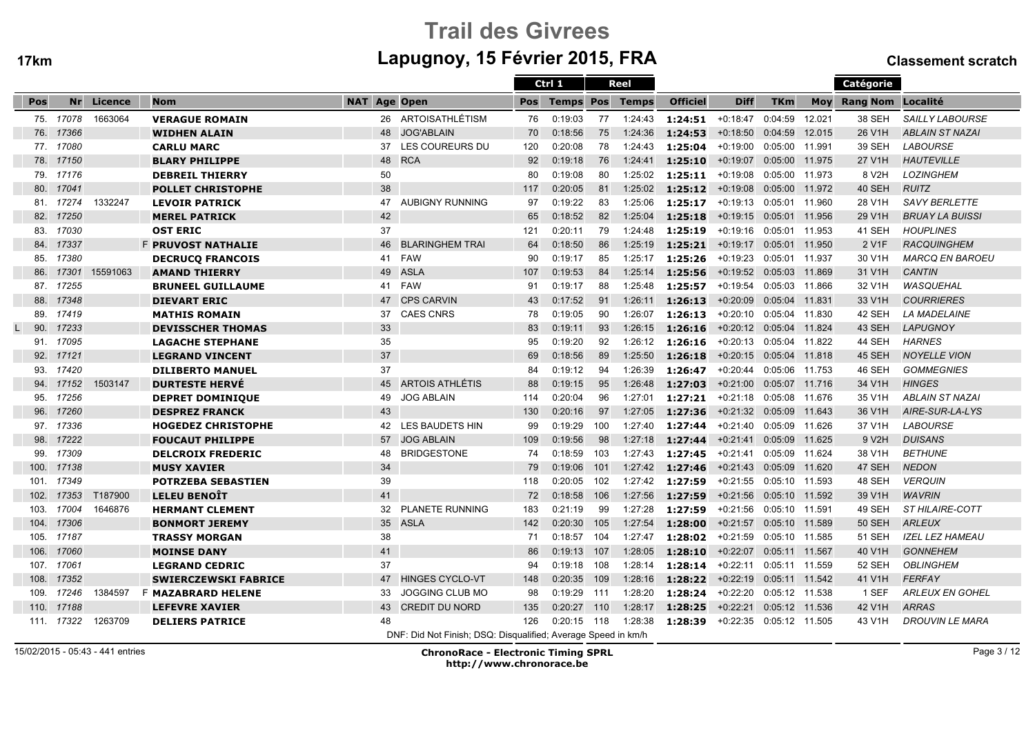# Trail des Givrees

## Lapugnoy, 15 Février 2015, FRA

**17km** — **Classement scratch**

| Pos | Nr | Licence | Nom | NAT | Age | Open | Ctrl 1 Pos | Ctrl 1 Temps | Reel Pos | Reel Temps | Officiel | Diff | TKm | Moy | Catégorie Rang Nom | Localité |
|---|---|---|---|---|---|---|---|---|---|---|---|---|---|---|---|---|
| 75. | 17078 | 1663064 | **VERAGUE ROMAIN** | | 26 | ARTOISATHLÉTISM | 76 | 0:19:03 | 77 | 1:24:43 | **1:24:51** | +0:18:47 | 0:04:59 | 12.021 | 38 SEH | SAILLY LABOURSE |
| 76. | 17366 | | **WIDHEN ALAIN** | | 48 | JOG'ABLAIN | 70 | 0:18:56 | 75 | 1:24:36 | **1:24:53** | +0:18:50 | 0:04:59 | 12.015 | 26 V1H | ABLAIN ST NAZAI |
| 77. | 17080 | | **CARLU MARC** | | 37 | LES COUREURS DU | 120 | 0:20:08 | 78 | 1:24:43 | **1:25:04** | +0:19:00 | 0:05:00 | 11.991 | 39 SEH | LABOURSE |
| 78. | 17150 | | **BLARY PHILIPPE** | | 48 | RCA | 92 | 0:19:18 | 76 | 1:24:41 | **1:25:10** | +0:19:07 | 0:05:00 | 11.975 | 27 V1H | HAUTEVILLE |
| 79. | 17176 | | **DEBREIL THIERRY** | | 50 | | 80 | 0:19:08 | 80 | 1:25:02 | **1:25:11** | +0:19:08 | 0:05:00 | 11.973 | 8 V2H | LOZINGHEM |
| 80. | 17041 | | **POLLET CHRISTOPHE** | | 38 | | 117 | 0:20:05 | 81 | 1:25:02 | **1:25:12** | +0:19:08 | 0:05:00 | 11.972 | 40 SEH | RUITZ |
| 81. | 17274 | 1332247 | **LEVOIR PATRICK** | | 47 | AUBIGNY RUNNING | 97 | 0:19:22 | 83 | 1:25:06 | **1:25:17** | +0:19:13 | 0:05:01 | 11.960 | 28 V1H | SAVY BERLETTE |
| 82. | 17250 | | **MEREL PATRICK** | | 42 | | 65 | 0:18:52 | 82 | 1:25:04 | **1:25:18** | +0:19:15 | 0:05:01 | 11.956 | 29 V1H | BRUAY LA BUISSI |
| 83. | 17030 | | **OST ERIC** | | 37 | | 121 | 0:20:11 | 79 | 1:24:48 | **1:25:19** | +0:19:16 | 0:05:01 | 11.953 | 41 SEH | HOUPLINES |
| 84. | 17337 | | **PRUVOST NATHALIE** | F | 46 | BLARINGHEM TRAI | 64 | 0:18:50 | 86 | 1:25:19 | **1:25:21** | +0:19:17 | 0:05:01 | 11.950 | 2 V1F | RACQUINGHEM |
| 85. | 17380 | | **DECRUCQ FRANCOIS** | | 41 | FAW | 90 | 0:19:17 | 85 | 1:25:17 | **1:25:26** | +0:19:23 | 0:05:01 | 11.937 | 30 V1H | MARCQ EN BAROEU |
| 86. | 17301 | 15591063 | **AMAND THIERRY** | | 49 | ASLA | 107 | 0:19:53 | 84 | 1:25:14 | **1:25:56** | +0:19:52 | 0:05:03 | 11.869 | 31 V1H | CANTIN |
| 87. | 17255 | | **BRUNEEL GUILLAUME** | | 41 | FAW | 91 | 0:19:17 | 88 | 1:25:48 | **1:25:57** | +0:19:54 | 0:05:03 | 11.866 | 32 V1H | WASQUEHAL |
| 88. | 17348 | | **DIEVART ERIC** | | 47 | CPS CARVIN | 43 | 0:17:52 | 91 | 1:26:11 | **1:26:13** | +0:20:09 | 0:05:04 | 11.831 | 33 V1H | COURRIERES |
| 89. | 17419 | | **MATHIS ROMAIN** | | 37 | CAES CNRS | 78 | 0:19:05 | 90 | 1:26:07 | **1:26:13** | +0:20:10 | 0:05:04 | 11.830 | 42 SEH | LA MADELAINE |
| L 90. | 17233 | | **DEVISSCHER THOMAS** | | 33 | | 83 | 0:19:11 | 93 | 1:26:15 | **1:26:16** | +0:20:12 | 0:05:04 | 11.824 | 43 SEH | LAPUGNOY |
| 91. | 17095 | | **LAGACHE STEPHANE** | | 35 | | 95 | 0:19:20 | 92 | 1:26:12 | **1:26:16** | +0:20:13 | 0:05:04 | 11.822 | 44 SEH | HARNES |
| 92. | 17121 | | **LEGRAND VINCENT** | | 37 | | 69 | 0:18:56 | 89 | 1:25:50 | **1:26:18** | +0:20:15 | 0:05:04 | 11.818 | 45 SEH | NOYELLE VION |
| 93. | 17420 | | **DILIBERTO MANUEL** | | 37 | | 84 | 0:19:12 | 94 | 1:26:39 | **1:26:47** | +0:20:44 | 0:05:06 | 11.753 | 46 SEH | GOMMEGNIES |
| 94. | 17152 | 1503147 | **DURTESTE HERVÉ** | | 45 | ARTOIS ATHLÉTIS | 88 | 0:19:15 | 95 | 1:26:48 | **1:27:03** | +0:21:00 | 0:05:07 | 11.716 | 34 V1H | HINGES |
| 95. | 17256 | | **DEPRET DOMINIQUE** | | 49 | JOG ABLAIN | 114 | 0:20:04 | 96 | 1:27:01 | **1:27:21** | +0:21:18 | 0:05:08 | 11.676 | 35 V1H | ABLAIN ST NAZAI |
| 96. | 17260 | | **DESPREZ FRANCK** | | 43 | | 130 | 0:20:16 | 97 | 1:27:05 | **1:27:36** | +0:21:32 | 0:05:09 | 11.643 | 36 V1H | AIRE-SUR-LA-LYS |
| 97. | 17336 | | **HOGEDEZ CHRISTOPHE** | | 42 | LES BAUDETS HIN | 99 | 0:19:29 | 100 | 1:27:40 | **1:27:44** | +0:21:40 | 0:05:09 | 11.626 | 37 V1H | LABOURSE |
| 98. | 17222 | | **FOUCAUT PHILIPPE** | | 57 | JOG ABLAIN | 109 | 0:19:56 | 98 | 1:27:18 | **1:27:44** | +0:21:41 | 0:05:09 | 11.625 | 9 V2H | DUISANS |
| 99. | 17309 | | **DELCROIX FREDERIC** | | 48 | BRIDGESTONE | 74 | 0:18:59 | 103 | 1:27:43 | **1:27:45** | +0:21:41 | 0:05:09 | 11.624 | 38 V1H | BETHUNE |
| 100. | 17138 | | **MUSY XAVIER** | | 34 | | 79 | 0:19:06 | 101 | 1:27:42 | **1:27:46** | +0:21:43 | 0:05:09 | 11.620 | 47 SEH | NEDON |
| 101. | 17349 | | **POTRZEBA SEBASTIEN** | | 39 | | 118 | 0:20:05 | 102 | 1:27:42 | **1:27:59** | +0:21:55 | 0:05:10 | 11.593 | 48 SEH | VERQUIN |
| 102. | 17353 | T187900 | **LELEU BENOÎT** | | 41 | | 72 | 0:18:58 | 106 | 1:27:56 | **1:27:59** | +0:21:56 | 0:05:10 | 11.592 | 39 V1H | WAVRIN |
| 103. | 17004 | 1646876 | **HERMANT CLEMENT** | | 32 | PLANETE RUNNING | 183 | 0:21:19 | 99 | 1:27:28 | **1:27:59** | +0:21:56 | 0:05:10 | 11.591 | 49 SEH | ST HILAIRE-COTT |
| 104. | 17306 | | **BONMORT JEREMY** | | 35 | ASLA | 142 | 0:20:30 | 105 | 1:27:54 | **1:28:00** | +0:21:57 | 0:05:10 | 11.589 | 50 SEH | ARLEUX |
| 105. | 17187 | | **TRASSY MORGAN** | | 38 | | 71 | 0:18:57 | 104 | 1:27:47 | **1:28:02** | +0:21:59 | 0:05:10 | 11.585 | 51 SEH | IZEL LEZ HAMEAU |
| 106. | 17060 | | **MOINSE DANY** | | 41 | | 86 | 0:19:13 | 107 | 1:28:05 | **1:28:10** | +0:22:07 | 0:05:11 | 11.567 | 40 V1H | GONNEHEM |
| 107. | 17061 | | **LEGRAND CEDRIC** | | 37 | | 94 | 0:19:18 | 108 | 1:28:14 | **1:28:14** | +0:22:11 | 0:05:11 | 11.559 | 52 SEH | OBLINGHEM |
| 108. | 17352 | | **SWIERCZEWSKI FABRICE** | | 47 | HINGES CYCLO-VT | 148 | 0:20:35 | 109 | 1:28:16 | **1:28:22** | +0:22:19 | 0:05:11 | 11.542 | 41 V1H | FERFAY |
| 109. | 17246 | 1384597 | **MAZABRARD HELENE** | F | 33 | JOGGING CLUB MO | 98 | 0:19:29 | 111 | 1:28:20 | **1:28:24** | +0:22:20 | 0:05:12 | 11.538 | 1 SEF | ARLEUX EN GOHEL |
| 110. | 17188 | | **LEFEVRE XAVIER** | | 43 | CREDIT DU NORD | 135 | 0:20:27 | 110 | 1:28:17 | **1:28:25** | +0:22:21 | 0:05:12 | 11.536 | 42 V1H | ARRAS |
| 111. | 17322 | 1263709 | **DELIERS PATRICE** | | 48 | | 126 | 0:20:15 | 118 | 1:28:38 | **1:28:39** | +0:22:35 | 0:05:12 | 11.505 | 43 V1H | DROUVIN LE MARA |

DNF: Did Not Finish; DSQ: Disqualified; Average Speed in km/h

15/02/2015 - 05:43 - 441 entries

**ChronoRace - Electronic Timing SPRL**
**http://www.chronorace.be**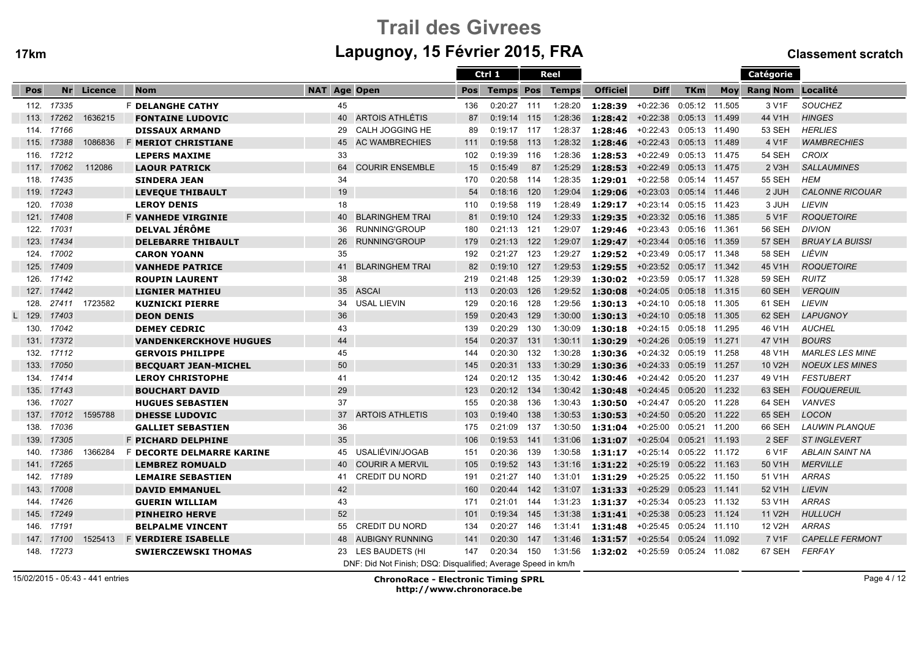# Trail des Givrees

## Lapugnoy, 15 Février 2015, FRA

17km — Classement scratch

| Pos | Nr | Licence | | Nom | NAT | Age | Open | Ctrl 1 Pos | Ctrl 1 Temps | Reel Pos | Reel Temps | Officiel | Diff | TKm | Moy | Catégorie Rang Nom | Localité |
|---|---|---|---|---|---|---|---|---|---|---|---|---|---|---|---|---|---|
| 112. | 17335 | | F | DELANGHE CATHY | | 45 | | 136 | 0:20:27 | 111 | 1:28:20 | 1:28:39 | +0:22:36 | 0:05:12 | 11.505 | 3 V1F | SOUCHEZ |
| 113. | 17262 | 1636215 | | FONTAINE LUDOVIC | | 40 | ARTOIS ATHLÉTIS | 87 | 0:19:14 | 115 | 1:28:36 | 1:28:42 | +0:22:38 | 0:05:13 | 11.499 | 44 V1H | HINGES |
| 114. | 17166 | | | DISSAUX ARMAND | | 29 | CALH JOGGING HE | 89 | 0:19:17 | 117 | 1:28:37 | 1:28:46 | +0:22:43 | 0:05:13 | 11.490 | 53 SEH | HERLIES |
| 115. | 17388 | 1086836 | F | MERIOT CHRISTIANE | | 45 | AC WAMBRECHIES | 111 | 0:19:58 | 113 | 1:28:32 | 1:28:46 | +0:22:43 | 0:05:13 | 11.489 | 4 V1F | WAMBRECHIES |
| 116. | 17212 | | | LEPERS MAXIME | | 33 | | 102 | 0:19:39 | 116 | 1:28:36 | 1:28:53 | +0:22:49 | 0:05:13 | 11.475 | 54 SEH | CROIX |
| 117. | 17062 | 112086 | | LAOUR PATRICK | | 64 | COURIR ENSEMBLE | 15 | 0:15:49 | 87 | 1:25:29 | 1:28:53 | +0:22:49 | 0:05:13 | 11.475 | 2 V3H | SALLAUMINES |
| 118. | 17435 | | | SINDERA JEAN | | 34 | | 170 | 0:20:58 | 114 | 1:28:35 | 1:29:01 | +0:22:58 | 0:05:14 | 11.457 | 55 SEH | HEM |
| 119. | 17243 | | | LEVEQUE THIBAULT | | 19 | | 54 | 0:18:16 | 120 | 1:29:04 | 1:29:06 | +0:23:03 | 0:05:14 | 11.446 | 2 JUH | CALONNE RICOUAR |
| 120. | 17038 | | | LEROY DENIS | | 18 | | 110 | 0:19:58 | 119 | 1:28:49 | 1:29:17 | +0:23:14 | 0:05:15 | 11.423 | 3 JUH | LIEVIN |
| 121. | 17408 | | F | VANHEDE VIRGINIE | | 40 | BLARINGHEM TRAI | 81 | 0:19:10 | 124 | 1:29:33 | 1:29:35 | +0:23:32 | 0:05:16 | 11.385 | 5 V1F | ROQUETOIRE |
| 122. | 17031 | | | DELVAL JÉRÔME | | 36 | RUNNING'GROUP | 180 | 0:21:13 | 121 | 1:29:07 | 1:29:46 | +0:23:43 | 0:05:16 | 11.361 | 56 SEH | DIVION |
| 123. | 17434 | | | DELEBARRE THIBAULT | | 26 | RUNNING'GROUP | 179 | 0:21:13 | 122 | 1:29:07 | 1:29:47 | +0:23:44 | 0:05:16 | 11.359 | 57 SEH | BRUAY LA BUISSI |
| 124. | 17002 | | | CARON YOANN | | 35 | | 192 | 0:21:27 | 123 | 1:29:27 | 1:29:52 | +0:23:49 | 0:05:17 | 11.348 | 58 SEH | LIÉVIN |
| 125. | 17409 | | | VANHEDE PATRICE | | 41 | BLARINGHEM TRAI | 82 | 0:19:10 | 127 | 1:29:53 | 1:29:55 | +0:23:52 | 0:05:17 | 11.342 | 45 V1H | ROQUETOIRE |
| 126. | 17142 | | | ROUPIN LAURENT | | 38 | | 219 | 0:21:48 | 125 | 1:29:39 | 1:30:02 | +0:23:59 | 0:05:17 | 11.328 | 59 SEH | RUITZ |
| 127. | 17442 | | | LIGNIER MATHIEU | | 35 | ASCAI | 113 | 0:20:03 | 126 | 1:29:52 | 1:30:08 | +0:24:05 | 0:05:18 | 11.315 | 60 SEH | VERQUIN |
| 128. | 27411 | 1723582 | | KUZNICKI PIERRE | | 34 | USAL LIEVIN | 129 | 0:20:16 | 128 | 1:29:56 | 1:30:13 | +0:24:10 | 0:05:18 | 11.305 | 61 SEH | LIEVIN |
| L 129. | 17403 | | | DEON DENIS | | 36 | | 159 | 0:20:43 | 129 | 1:30:00 | 1:30:13 | +0:24:10 | 0:05:18 | 11.305 | 62 SEH | LAPUGNOY |
| 130. | 17042 | | | DEMEY CEDRIC | | 43 | | 139 | 0:20:29 | 130 | 1:30:09 | 1:30:18 | +0:24:15 | 0:05:18 | 11.295 | 46 V1H | AUCHEL |
| 131. | 17372 | | | VANDENKERCKHOVE HUGUES | | 44 | | 154 | 0:20:37 | 131 | 1:30:11 | 1:30:29 | +0:24:26 | 0:05:19 | 11.271 | 47 V1H | BOURS |
| 132. | 17112 | | | GERVOIS PHILIPPE | | 45 | | 144 | 0:20:30 | 132 | 1:30:28 | 1:30:36 | +0:24:32 | 0:05:19 | 11.258 | 48 V1H | MARLES LES MINE |
| 133. | 17050 | | | BECQUART JEAN-MICHEL | | 50 | | 145 | 0:20:31 | 133 | 1:30:29 | 1:30:36 | +0:24:33 | 0:05:19 | 11.257 | 10 V2H | NOEUX LES MINES |
| 134. | 17414 | | | LEROY CHRISTOPHE | | 41 | | 124 | 0:20:12 | 135 | 1:30:42 | 1:30:46 | +0:24:42 | 0:05:20 | 11.237 | 49 V1H | FESTUBERT |
| 135. | 17143 | | | BOUCHART DAVID | | 29 | | 123 | 0:20:12 | 134 | 1:30:42 | 1:30:48 | +0:24:45 | 0:05:20 | 11.232 | 63 SEH | FOUQUEREUIL |
| 136. | 17027 | | | HUGUES SEBASTIEN | | 37 | | 155 | 0:20:38 | 136 | 1:30:43 | 1:30:50 | +0:24:47 | 0:05:20 | 11.228 | 64 SEH | VANVES |
| 137. | 17012 | 1595788 | | DHESSE LUDOVIC | | 37 | ARTOIS ATHLETIS | 103 | 0:19:40 | 138 | 1:30:53 | 1:30:53 | +0:24:50 | 0:05:20 | 11.222 | 65 SEH | LOCON |
| 138. | 17036 | | | GALLIET SEBASTIEN | | 36 | | 175 | 0:21:09 | 137 | 1:30:50 | 1:31:04 | +0:25:00 | 0:05:21 | 11.200 | 66 SEH | LAUWIN PLANQUE |
| 139. | 17305 | | F | PICHARD DELPHINE | | 35 | | 106 | 0:19:53 | 141 | 1:31:06 | 1:31:07 | +0:25:04 | 0:05:21 | 11.193 | 2 SEF | ST INGLEVERT |
| 140. | 17386 | 1366284 | F | DECORTE DELMARRE KARINE | | 45 | USALIÉVIN/JOGAB | 151 | 0:20:36 | 139 | 1:30:58 | 1:31:17 | +0:25:14 | 0:05:22 | 11.172 | 6 V1F | ABLAIN SAINT NA |
| 141. | 17265 | | | LEMBREZ ROMUALD | | 40 | COURIR A MERVIL | 105 | 0:19:52 | 143 | 1:31:16 | 1:31:22 | +0:25:19 | 0:05:22 | 11.163 | 50 V1H | MERVILLE |
| 142. | 17189 | | | LEMAIRE SEBASTIEN | | 41 | CREDIT DU NORD | 191 | 0:21:27 | 140 | 1:31:01 | 1:31:29 | +0:25:25 | 0:05:22 | 11.150 | 51 V1H | ARRAS |
| 143. | 17008 | | | DAVID EMMANUEL | | 42 | | 160 | 0:20:44 | 142 | 1:31:07 | 1:31:33 | +0:25:29 | 0:05:23 | 11.141 | 52 V1H | LIEVIN |
| 144. | 17426 | | | GUERIN WILLIAM | | 43 | | 171 | 0:21:01 | 144 | 1:31:23 | 1:31:37 | +0:25:34 | 0:05:23 | 11.132 | 53 V1H | ARRAS |
| 145. | 17249 | | | PINHEIRO HERVE | | 52 | | 101 | 0:19:34 | 145 | 1:31:38 | 1:31:41 | +0:25:38 | 0:05:23 | 11.124 | 11 V2H | HULLUCH |
| 146. | 17191 | | | BELPALME VINCENT | | 55 | CREDIT DU NORD | 134 | 0:20:27 | 146 | 1:31:41 | 1:31:48 | +0:25:45 | 0:05:24 | 11.110 | 12 V2H | ARRAS |
| 147. | 17100 | 1525413 | F | VERDIERE ISABELLE | | 48 | AUBIGNY RUNNING | 141 | 0:20:30 | 147 | 1:31:46 | 1:31:57 | +0:25:54 | 0:05:24 | 11.092 | 7 V1F | CAPELLE FERMONT |
| 148. | 17273 | | | SWIERCZEWSKI THOMAS | | 23 | LES BAUDETS (HI | 147 | 0:20:34 | 150 | 1:31:56 | 1:32:02 | +0:25:59 | 0:05:24 | 11.082 | 67 SEH | FERFAY |

DNF: Did Not Finish; DSQ: Disqualified; Average Speed in km/h

15/02/2015 - 05:43 - 441 entries

**ChronoRace - Electronic Timing SPRL**
**http://www.chronorace.be**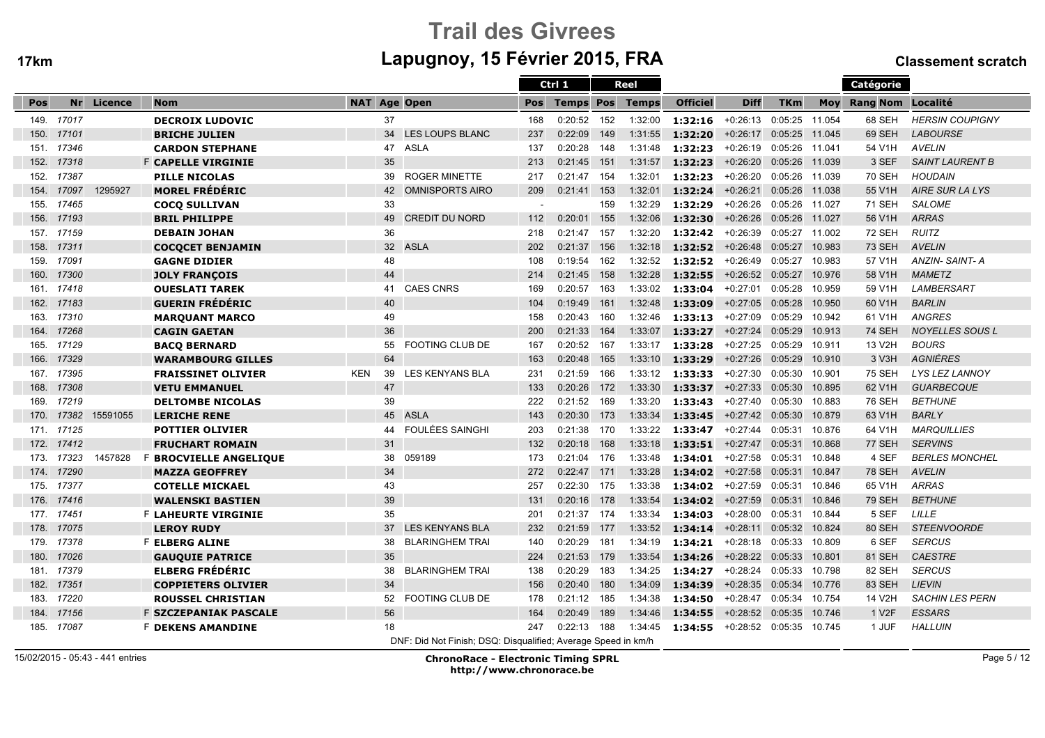# Trail des Givrees

## Lapugnoy, 15 Février 2015, FRA

**17km** — **Classement scratch**

| Pos | Nr | Licence | | Nom | NAT | Age | Open | Ctrl 1 Pos | Ctrl 1 Temps | Reel Pos | Reel Temps | Officiel | Diff | TKm | Moy | Catégorie Rang | Catégorie Nom | Localité |
|---|---|---|---|---|---|---|---|---|---|---|---|---|---|---|---|---|---|---|
| 149. | 17017 | | | DECROIX LUDOVIC | | 37 | | 168 | 0:20:52 | 152 | 1:32:00 | 1:32:16 | +0:26:13 | 0:05:25 | 11.054 | 68 | SEH | HERSIN COUPIGNY |
| 150. | 17101 | | | BRICHE JULIEN | | 34 | LES LOUPS BLANC | 237 | 0:22:09 | 149 | 1:31:55 | 1:32:20 | +0:26:17 | 0:05:25 | 11.045 | 69 | SEH | LABOURSE |
| 151. | 17346 | | | CARDON STEPHANE | | 47 | ASLA | 137 | 0:20:28 | 148 | 1:31:48 | 1:32:23 | +0:26:19 | 0:05:26 | 11.041 | 54 | V1H | AVELIN |
| 152. | 17318 | | F | CAPELLE VIRGINIE | | 35 | | 213 | 0:21:45 | 151 | 1:31:57 | 1:32:23 | +0:26:20 | 0:05:26 | 11.039 | 3 | SEF | SAINT LAURENT B |
| 152. | 17387 | | | PILLE NICOLAS | | 39 | ROGER MINETTE | 217 | 0:21:47 | 154 | 1:32:01 | 1:32:23 | +0:26:20 | 0:05:26 | 11.039 | 70 | SEH | HOUDAIN |
| 154. | 17097 | 1295927 | | MOREL FRÉDÉRIC | | 42 | OMNISPORTS AIRO | 209 | 0:21:41 | 153 | 1:32:01 | 1:32:24 | +0:26:21 | 0:05:26 | 11.038 | 55 | V1H | AIRE SUR LA LYS |
| 155. | 17465 | | | COCQ SULLIVAN | | 33 | | - | | 159 | 1:32:29 | 1:32:29 | +0:26:26 | 0:05:26 | 11.027 | 71 | SEH | SALOME |
| 156. | 17193 | | | BRIL PHILIPPE | | 49 | CREDIT DU NORD | 112 | 0:20:01 | 155 | 1:32:06 | 1:32:30 | +0:26:26 | 0:05:26 | 11.027 | 56 | V1H | ARRAS |
| 157. | 17159 | | | DEBAIN JOHAN | | 36 | | 218 | 0:21:47 | 157 | 1:32:20 | 1:32:42 | +0:26:39 | 0:05:27 | 11.002 | 72 | SEH | RUITZ |
| 158. | 17311 | | | COCQCET BENJAMIN | | 32 | ASLA | 202 | 0:21:37 | 156 | 1:32:18 | 1:32:52 | +0:26:48 | 0:05:27 | 10.983 | 73 | SEH | AVELIN |
| 159. | 17091 | | | GAGNE DIDIER | | 48 | | 108 | 0:19:54 | 162 | 1:32:52 | 1:32:52 | +0:26:49 | 0:05:27 | 10.983 | 57 | V1H | ANZIN- SAINT- A |
| 160. | 17300 | | | JOLY FRANÇOIS | | 44 | | 214 | 0:21:45 | 158 | 1:32:28 | 1:32:55 | +0:26:52 | 0:05:27 | 10.976 | 58 | V1H | MAMETZ |
| 161. | 17418 | | | OUESLATI TAREK | | 41 | CAES CNRS | 169 | 0:20:57 | 163 | 1:33:02 | 1:33:04 | +0:27:01 | 0:05:28 | 10.959 | 59 | V1H | LAMBERSART |
| 162. | 17183 | | | GUERIN FRÉDÉRIC | | 40 | | 104 | 0:19:49 | 161 | 1:32:48 | 1:33:09 | +0:27:05 | 0:05:28 | 10.950 | 60 | V1H | BARLIN |
| 163. | 17310 | | | MARQUANT MARCO | | 49 | | 158 | 0:20:43 | 160 | 1:32:46 | 1:33:13 | +0:27:09 | 0:05:29 | 10.942 | 61 | V1H | ANGRES |
| 164. | 17268 | | | CAGIN GAETAN | | 36 | | 200 | 0:21:33 | 164 | 1:33:07 | 1:33:27 | +0:27:24 | 0:05:29 | 10.913 | 74 | SEH | NOYELLES SOUS L |
| 165. | 17129 | | | BACQ BERNARD | | 55 | FOOTING CLUB DE | 167 | 0:20:52 | 167 | 1:33:17 | 1:33:28 | +0:27:25 | 0:05:29 | 10.911 | 13 | V2H | BOURS |
| 166. | 17329 | | | WARAMBOURG GILLES | | 64 | | 163 | 0:20:48 | 165 | 1:33:10 | 1:33:29 | +0:27:26 | 0:05:29 | 10.910 | 3 | V3H | AGNIÈRES |
| 167. | 17395 | | | FRAISSINET OLIVIER | KEN | 39 | LES KENYANS BLA | 231 | 0:21:59 | 166 | 1:33:12 | 1:33:33 | +0:27:30 | 0:05:30 | 10.901 | 75 | SEH | LYS LEZ LANNOY |
| 168. | 17308 | | | VETU EMMANUEL | | 47 | | 133 | 0:20:26 | 172 | 1:33:30 | 1:33:37 | +0:27:33 | 0:05:30 | 10.895 | 62 | V1H | GUARBECQUE |
| 169. | 17219 | | | DELTOMBE NICOLAS | | 39 | | 222 | 0:21:52 | 169 | 1:33:20 | 1:33:43 | +0:27:40 | 0:05:30 | 10.883 | 76 | SEH | BETHUNE |
| 170. | 17382 | 15591055 | | LERICHE RENE | | 45 | ASLA | 143 | 0:20:30 | 173 | 1:33:34 | 1:33:45 | +0:27:42 | 0:05:30 | 10.879 | 63 | V1H | BARLY |
| 171. | 17125 | | | POTTIER OLIVIER | | 44 | FOULÉES SAINGHI | 203 | 0:21:38 | 170 | 1:33:22 | 1:33:47 | +0:27:44 | 0:05:31 | 10.876 | 64 | V1H | MARQUILLIES |
| 172. | 17412 | | | FRUCHART ROMAIN | | 31 | | 132 | 0:20:18 | 168 | 1:33:18 | 1:33:51 | +0:27:47 | 0:05:31 | 10.868 | 77 | SEH | SERVINS |
| 173. | 17323 | 1457828 | F | BROCVIELLE ANGELIQUE | | 38 | 059189 | 173 | 0:21:04 | 176 | 1:33:48 | 1:34:01 | +0:27:58 | 0:05:31 | 10.848 | 4 | SEF | BERLES MONCHEL |
| 174. | 17290 | | | MAZZA GEOFFREY | | 34 | | 272 | 0:22:47 | 171 | 1:33:28 | 1:34:02 | +0:27:58 | 0:05:31 | 10.847 | 78 | SEH | AVELIN |
| 175. | 17377 | | | COTELLE MICKAEL | | 43 | | 257 | 0:22:30 | 175 | 1:33:38 | 1:34:02 | +0:27:59 | 0:05:31 | 10.846 | 65 | V1H | ARRAS |
| 176. | 17416 | | | WALENSKI BASTIEN | | 39 | | 131 | 0:20:16 | 178 | 1:33:54 | 1:34:02 | +0:27:59 | 0:05:31 | 10.846 | 79 | SEH | BETHUNE |
| 177. | 17451 | | F | LAHEURTE VIRGINIE | | 35 | | 201 | 0:21:37 | 174 | 1:33:34 | 1:34:03 | +0:28:00 | 0:05:31 | 10.844 | 5 | SEF | LILLE |
| 178. | 17075 | | | LEROY RUDY | | 37 | LES KENYANS BLA | 232 | 0:21:59 | 177 | 1:33:52 | 1:34:14 | +0:28:11 | 0:05:32 | 10.824 | 80 | SEH | STEENVOORDE |
| 179. | 17378 | | F | ELBERG ALINE | | 38 | BLARINGHEM TRAI | 140 | 0:20:29 | 181 | 1:34:19 | 1:34:21 | +0:28:18 | 0:05:33 | 10.809 | 6 | SEF | SERCUS |
| 180. | 17026 | | | GAUQUIE PATRICE | | 35 | | 224 | 0:21:53 | 179 | 1:33:54 | 1:34:26 | +0:28:22 | 0:05:33 | 10.801 | 81 | SEH | CAESTRE |
| 181. | 17379 | | | ELBERG FRÉDÉRIC | | 38 | BLARINGHEM TRAI | 138 | 0:20:29 | 183 | 1:34:25 | 1:34:27 | +0:28:24 | 0:05:33 | 10.798 | 82 | SEH | SERCUS |
| 182. | 17351 | | | COPPIETERS OLIVIER | | 34 | | 156 | 0:20:40 | 180 | 1:34:09 | 1:34:39 | +0:28:35 | 0:05:34 | 10.776 | 83 | SEH | LIEVIN |
| 183. | 17220 | | | ROUSSEL CHRISTIAN | | 52 | FOOTING CLUB DE | 178 | 0:21:12 | 185 | 1:34:38 | 1:34:50 | +0:28:47 | 0:05:34 | 10.754 | 14 | V2H | SACHIN LES PERN |
| 184. | 17156 | | F | SZCZEPANIAK PASCALE | | 56 | | 164 | 0:20:49 | 189 | 1:34:46 | 1:34:55 | +0:28:52 | 0:05:35 | 10.746 | 1 | V2F | ESSARS |
| 185. | 17087 | | F | DEKENS AMANDINE | | 18 | | 247 | 0:22:13 | 188 | 1:34:45 | 1:34:55 | +0:28:52 | 0:05:35 | 10.745 | 1 | JUF | HALLUIN |

DNF: Did Not Finish; DSQ: Disqualified; Average Speed in km/h

15/02/2015 - 05:43 - 441 entries

**ChronoRace - Electronic Timing SPRL**
**http://www.chronorace.be**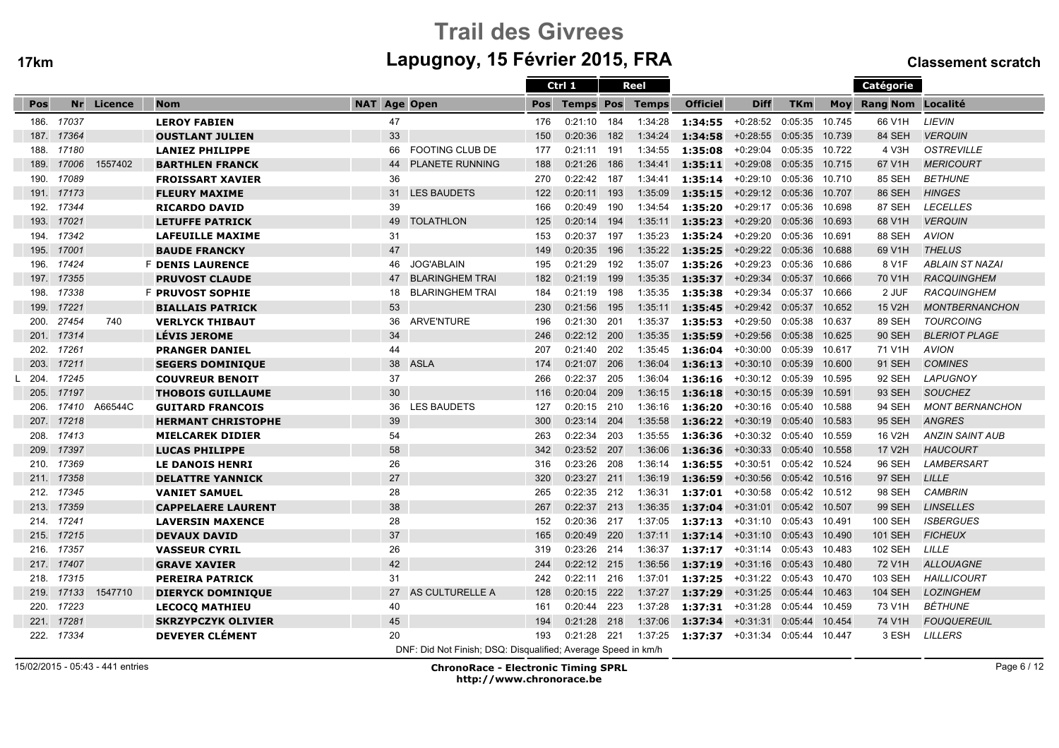# Trail des Givrees

## Lapugnoy, 15 Février 2015, FRA

**17km** — **Classement scratch**

| Pos | Nr | Licence | Nom | NAT | Age | Open | Ctrl 1 Pos | Ctrl 1 Temps | Reel Pos | Reel Temps | Officiel | Diff | TKm | Moy | Catégorie Rang Nom | Localité |
|---|---|---|---|---|---|---|---|---|---|---|---|---|---|---|---|---|
| 186. | 17037 | | LEROY FABIEN | | 47 | | 176 | 0:21:10 | 184 | 1:34:28 | **1:34:55** | +0:28:52 | 0:05:35 | 10.745 | 66 V1H | LIEVIN |
| 187. | 17364 | | OUSTLANT JULIEN | | 33 | | 150 | 0:20:36 | 182 | 1:34:24 | **1:34:58** | +0:28:55 | 0:05:35 | 10.739 | 84 SEH | VERQUIN |
| 188. | 17180 | | LANIEZ PHILIPPE | | 66 | FOOTING CLUB DE | 177 | 0:21:11 | 191 | 1:34:55 | **1:35:08** | +0:29:04 | 0:05:35 | 10.722 | 4 V3H | OSTREVILLE |
| 189. | 17006 | 1557402 | BARTHLEN FRANCK | | 44 | PLANETE RUNNING | 188 | 0:21:26 | 186 | 1:34:41 | **1:35:11** | +0:29:08 | 0:05:35 | 10.715 | 67 V1H | MERICOURT |
| 190. | 17089 | | FROISSART XAVIER | | 36 | | 270 | 0:22:42 | 187 | 1:34:41 | **1:35:14** | +0:29:10 | 0:05:36 | 10.710 | 85 SEH | BETHUNE |
| 191. | 17173 | | FLEURY MAXIME | | 31 | LES BAUDETS | 122 | 0:20:11 | 193 | 1:35:09 | **1:35:15** | +0:29:12 | 0:05:36 | 10.707 | 86 SEH | HINGES |
| 192. | 17344 | | RICARDO DAVID | | 39 | | 166 | 0:20:49 | 190 | 1:34:54 | **1:35:20** | +0:29:17 | 0:05:36 | 10.698 | 87 SEH | LECELLES |
| 193. | 17021 | | LETUFFE PATRICK | | 49 | TOLATHLON | 125 | 0:20:14 | 194 | 1:35:11 | **1:35:23** | +0:29:20 | 0:05:36 | 10.693 | 68 V1H | VERQUIN |
| 194. | 17342 | | LAFEUILLE MAXIME | | 31 | | 153 | 0:20:37 | 197 | 1:35:23 | **1:35:24** | +0:29:20 | 0:05:36 | 10.691 | 88 SEH | AVION |
| 195. | 17001 | | BAUDE FRANCKY | | 47 | | 149 | 0:20:35 | 196 | 1:35:22 | **1:35:25** | +0:29:22 | 0:05:36 | 10.688 | 69 V1H | THELUS |
| 196. | 17424 | | F DENIS LAURENCE | | 46 | JOG'ABLAIN | 195 | 0:21:29 | 192 | 1:35:07 | **1:35:26** | +0:29:23 | 0:05:36 | 10.686 | 8 V1F | ABLAIN ST NAZAI |
| 197. | 17355 | | PRUVOST CLAUDE | | 47 | BLARINGHEM TRAI | 182 | 0:21:19 | 199 | 1:35:35 | **1:35:37** | +0:29:34 | 0:05:37 | 10.666 | 70 V1H | RACQUINGHEM |
| 198. | 17338 | | F PRUVOST SOPHIE | | 18 | BLARINGHEM TRAI | 184 | 0:21:19 | 198 | 1:35:35 | **1:35:38** | +0:29:34 | 0:05:37 | 10.666 | 2 JUF | RACQUINGHEM |
| 199. | 17221 | | BIALLAIS PATRICK | | 53 | | 230 | 0:21:56 | 195 | 1:35:11 | **1:35:45** | +0:29:42 | 0:05:37 | 10.652 | 15 V2H | MONTBERNANCHON |
| 200. | 27454 | 740 | VERLYCK THIBAUT | | 36 | ARVE'NTURE | 196 | 0:21:30 | 201 | 1:35:37 | **1:35:53** | +0:29:50 | 0:05:38 | 10.637 | 89 SEH | TOURCOING |
| 201. | 17314 | | LÉVIS JEROME | | 34 | | 246 | 0:22:12 | 200 | 1:35:35 | **1:35:59** | +0:29:56 | 0:05:38 | 10.625 | 90 SEH | BLERIOT PLAGE |
| 202. | 17261 | | PRANGER DANIEL | | 44 | | 207 | 0:21:40 | 202 | 1:35:45 | **1:36:04** | +0:30:00 | 0:05:39 | 10.617 | 71 V1H | AVION |
| 203. | 17211 | | SEGERS DOMINIQUE | | 38 | ASLA | 174 | 0:21:07 | 206 | 1:36:04 | **1:36:13** | +0:30:10 | 0:05:39 | 10.600 | 91 SEH | COMINES |
| L 204. | 17245 | | COUVREUR BENOIT | | 37 | | 266 | 0:22:37 | 205 | 1:36:04 | **1:36:16** | +0:30:12 | 0:05:39 | 10.595 | 92 SEH | LAPUGNOY |
| 205. | 17197 | | THOBOIS GUILLAUME | | 30 | | 116 | 0:20:04 | 209 | 1:36:15 | **1:36:18** | +0:30:15 | 0:05:39 | 10.591 | 93 SEH | SOUCHEZ |
| 206. | 17410 | A66544C | GUITARD FRANCOIS | | 36 | LES BAUDETS | 127 | 0:20:15 | 210 | 1:36:16 | **1:36:20** | +0:30:16 | 0:05:40 | 10.588 | 94 SEH | MONT BERNANCHON |
| 207. | 17218 | | HERMANT CHRISTOPHE | | 39 | | 300 | 0:23:14 | 204 | 1:35:58 | **1:36:22** | +0:30:19 | 0:05:40 | 10.583 | 95 SEH | ANGRES |
| 208. | 17413 | | MIELCAREK DIDIER | | 54 | | 263 | 0:22:34 | 203 | 1:35:55 | **1:36:36** | +0:30:32 | 0:05:40 | 10.559 | 16 V2H | ANZIN SAINT AUB |
| 209. | 17397 | | LUCAS PHILIPPE | | 58 | | 342 | 0:23:52 | 207 | 1:36:06 | **1:36:36** | +0:30:33 | 0:05:40 | 10.558 | 17 V2H | HAUCOURT |
| 210. | 17369 | | LE DANOIS HENRI | | 26 | | 316 | 0:23:26 | 208 | 1:36:14 | **1:36:55** | +0:30:51 | 0:05:42 | 10.524 | 96 SEH | LAMBERSART |
| 211. | 17358 | | DELATTRE YANNICK | | 27 | | 320 | 0:23:27 | 211 | 1:36:19 | **1:36:59** | +0:30:56 | 0:05:42 | 10.516 | 97 SEH | LILLE |
| 212. | 17345 | | VANIET SAMUEL | | 28 | | 265 | 0:22:35 | 212 | 1:36:31 | **1:37:01** | +0:30:58 | 0:05:42 | 10.512 | 98 SEH | CAMBRIN |
| 213. | 17359 | | CAPPELAERE LAURENT | | 38 | | 267 | 0:22:37 | 213 | 1:36:35 | **1:37:04** | +0:31:01 | 0:05:42 | 10.507 | 99 SEH | LINSELLES |
| 214. | 17241 | | LAVERSIN MAXENCE | | 28 | | 152 | 0:20:36 | 217 | 1:37:05 | **1:37:13** | +0:31:10 | 0:05:43 | 10.491 | 100 SEH | ISBERGUES |
| 215. | 17215 | | DEVAUX DAVID | | 37 | | 165 | 0:20:49 | 220 | 1:37:11 | **1:37:14** | +0:31:10 | 0:05:43 | 10.490 | 101 SEH | FICHEUX |
| 216. | 17357 | | VASSEUR CYRIL | | 26 | | 319 | 0:23:26 | 214 | 1:36:37 | **1:37:17** | +0:31:14 | 0:05:43 | 10.483 | 102 SEH | LILLE |
| 217. | 17407 | | GRAVE XAVIER | | 42 | | 244 | 0:22:12 | 215 | 1:36:56 | **1:37:19** | +0:31:16 | 0:05:43 | 10.480 | 72 V1H | ALLOUAGNE |
| 218. | 17315 | | PEREIRA PATRICK | | 31 | | 242 | 0:22:11 | 216 | 1:37:01 | **1:37:25** | +0:31:22 | 0:05:43 | 10.470 | 103 SEH | HAILLICOURT |
| 219. | 17133 | 1547710 | DIERYCK DOMINIQUE | | 27 | AS CULTURELLE A | 128 | 0:20:15 | 222 | 1:37:27 | **1:37:29** | +0:31:25 | 0:05:44 | 10.463 | 104 SEH | LOZINGHEM |
| 220. | 17223 | | LECOCQ MATHIEU | | 40 | | 161 | 0:20:44 | 223 | 1:37:28 | **1:37:31** | +0:31:28 | 0:05:44 | 10.459 | 73 V1H | BÉTHUNE |
| 221. | 17281 | | SKRZYPCZYK OLIVIER | | 45 | | 194 | 0:21:28 | 218 | 1:37:06 | **1:37:34** | +0:31:31 | 0:05:44 | 10.454 | 74 V1H | FOUQUEREUIL |
| 222. | 17334 | | DEVEYER CLÉMENT | | 20 | | 193 | 0:21:28 | 221 | 1:37:25 | **1:37:37** | +0:31:34 | 0:05:44 | 10.447 | 3 ESH | LILLERS |

DNF: Did Not Finish; DSQ: Disqualified; Average Speed in km/h

15/02/2015 - 05:43 - 441 entries

**ChronoRace - Electronic Timing SPRL**
**http://www.chronorace.be**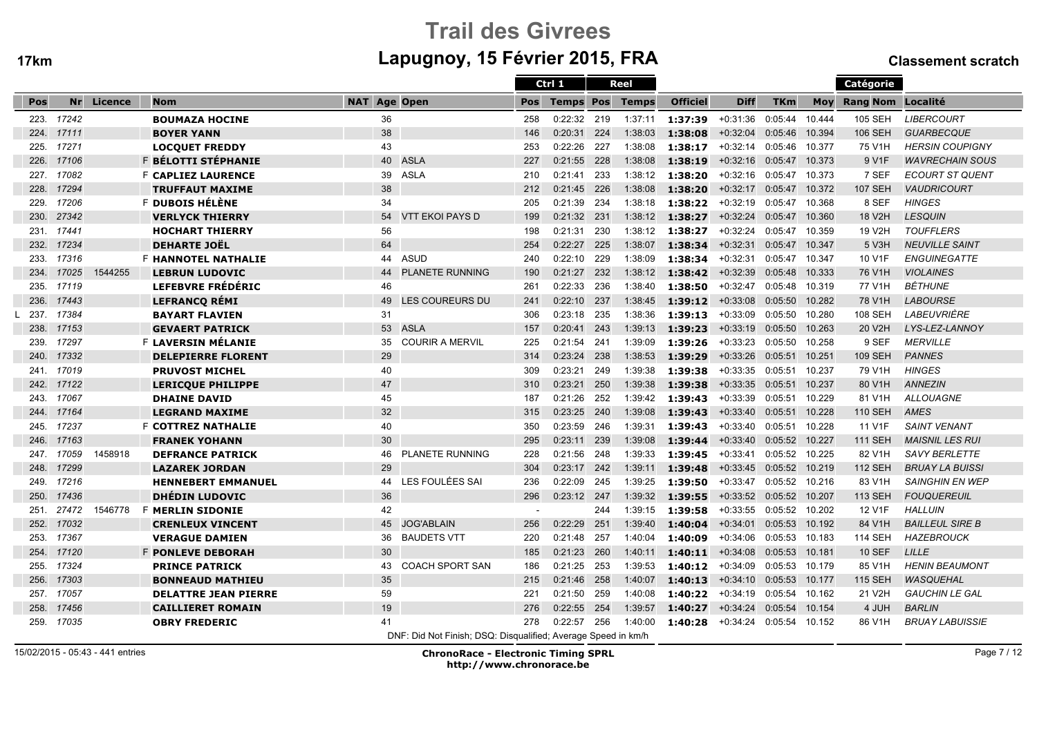# Trail des Givrees

## Lapugnoy, 15 Février 2015, FRA

**17km** — **Classement scratch**

| Pos | Nr | Licence | | Nom | NAT | Age | Open | Ctrl 1 Pos | Ctrl 1 Temps | Reel Pos | Reel Temps | Officiel | Diff | TKm | Moy | Catégorie Rang Nom | Localité |
|---|---|---|---|---|---|---|---|---|---|---|---|---|---|---|---|---|---|
| 223. | 17242 | | | BOUMAZA HOCINE | | 36 | | 258 | 0:22:32 | 219 | 1:37:11 | 1:37:39 | +0:31:36 | 0:05:44 | 10.444 | 105 SEH | LIBERCOURT |
| 224. | 17111 | | | BOYER YANN | | 38 | | 146 | 0:20:31 | 224 | 1:38:03 | 1:38:08 | +0:32:04 | 0:05:46 | 10.394 | 106 SEH | GUARBECQUE |
| 225. | 17271 | | | LOCQUET FREDDY | | 43 | | 253 | 0:22:26 | 227 | 1:38:08 | 1:38:17 | +0:32:14 | 0:05:46 | 10.377 | 75 V1H | HERSIN COUPIGNY |
| 226. | 17106 | | F | BÉLOTTI STÉPHANIE | | 40 | ASLA | 227 | 0:21:55 | 228 | 1:38:08 | 1:38:19 | +0:32:16 | 0:05:47 | 10.373 | 9 V1F | WAVRECHAIN SOUS |
| 227. | 17082 | | F | CAPLIEZ LAURENCE | | 39 | ASLA | 210 | 0:21:41 | 233 | 1:38:12 | 1:38:20 | +0:32:16 | 0:05:47 | 10.373 | 7 SEF | ECOURT ST QUENT |
| 228. | 17294 | | | TRUFFAUT MAXIME | | 38 | | 212 | 0:21:45 | 226 | 1:38:08 | 1:38:20 | +0:32:17 | 0:05:47 | 10.372 | 107 SEH | VAUDRICOURT |
| 229. | 17206 | | F | DUBOIS HÉLÈNE | | 34 | | 205 | 0:21:39 | 234 | 1:38:18 | 1:38:22 | +0:32:19 | 0:05:47 | 10.368 | 8 SEF | HINGES |
| 230. | 27342 | | | VERLYCK THIERRY | | 54 | VTT EKOI PAYS D | 199 | 0:21:32 | 231 | 1:38:12 | 1:38:27 | +0:32:24 | 0:05:47 | 10.360 | 18 V2H | LESQUIN |
| 231. | 17441 | | | HOCHART THIERRY | | 56 | | 198 | 0:21:31 | 230 | 1:38:12 | 1:38:27 | +0:32:24 | 0:05:47 | 10.359 | 19 V2H | TOUFFLERS |
| 232. | 17234 | | | DEHARTE JOËL | | 64 | | 254 | 0:22:27 | 225 | 1:38:07 | 1:38:34 | +0:32:31 | 0:05:47 | 10.347 | 5 V3H | NEUVILLE SAINT |
| 233. | 17316 | | F | HANNOTEL NATHALIE | | 44 | ASUD | 240 | 0:22:10 | 229 | 1:38:09 | 1:38:34 | +0:32:31 | 0:05:47 | 10.347 | 10 V1F | ENGUINEGATTE |
| 234. | 17025 | 1544255 | | LEBRUN LUDOVIC | | 44 | PLANETE RUNNING | 190 | 0:21:27 | 232 | 1:38:12 | 1:38:42 | +0:32:39 | 0:05:48 | 10.333 | 76 V1H | VIOLAINES |
| 235. | 17119 | | | LEFEBVRE FRÉDÉRIC | | 46 | | 261 | 0:22:33 | 236 | 1:38:40 | 1:38:50 | +0:32:47 | 0:05:48 | 10.319 | 77 V1H | BÉTHUNE |
| 236. | 17443 | | | LEFRANCQ RÉMI | | 49 | LES COUREURS DU | 241 | 0:22:10 | 237 | 1:38:45 | 1:39:12 | +0:33:08 | 0:05:50 | 10.282 | 78 V1H | LABOURSE |
| L 237. | 17384 | | | BAYART FLAVIEN | | 31 | | 306 | 0:23:18 | 235 | 1:38:36 | 1:39:13 | +0:33:09 | 0:05:50 | 10.280 | 108 SEH | LABEUVRIÈRE |
| 238. | 17153 | | | GEVAERT PATRICK | | 53 | ASLA | 157 | 0:20:41 | 243 | 1:39:13 | 1:39:23 | +0:33:19 | 0:05:50 | 10.263 | 20 V2H | LYS-LEZ-LANNOY |
| 239. | 17297 | | F | LAVERSIN MÉLANIE | | 35 | COURIR A MERVIL | 225 | 0:21:54 | 241 | 1:39:09 | 1:39:26 | +0:33:23 | 0:05:50 | 10.258 | 9 SEF | MERVILLE |
| 240. | 17332 | | | DELEPIERRE FLORENT | | 29 | | 314 | 0:23:24 | 238 | 1:38:53 | 1:39:29 | +0:33:26 | 0:05:51 | 10.251 | 109 SEH | PANNES |
| 241. | 17019 | | | PRUVOST MICHEL | | 40 | | 309 | 0:23:21 | 249 | 1:39:38 | 1:39:38 | +0:33:35 | 0:05:51 | 10.237 | 79 V1H | HINGES |
| 242. | 17122 | | | LERICQUE PHILIPPE | | 47 | | 310 | 0:23:21 | 250 | 1:39:38 | 1:39:38 | +0:33:35 | 0:05:51 | 10.237 | 80 V1H | ANNEZIN |
| 243. | 17067 | | | DHAINE DAVID | | 45 | | 187 | 0:21:26 | 252 | 1:39:42 | 1:39:43 | +0:33:39 | 0:05:51 | 10.229 | 81 V1H | ALLOUAGNE |
| 244. | 17164 | | | LEGRAND MAXIME | | 32 | | 315 | 0:23:25 | 240 | 1:39:08 | 1:39:43 | +0:33:40 | 0:05:51 | 10.228 | 110 SEH | AMES |
| 245. | 17237 | | F | COTTREZ NATHALIE | | 40 | | 350 | 0:23:59 | 246 | 1:39:31 | 1:39:43 | +0:33:40 | 0:05:51 | 10.228 | 11 V1F | SAINT VENANT |
| 246. | 17163 | | | FRANEK YOHANN | | 30 | | 295 | 0:23:11 | 239 | 1:39:08 | 1:39:44 | +0:33:40 | 0:05:52 | 10.227 | 111 SEH | MAISNIL LES RUI |
| 247. | 17059 | 1458918 | | DEFRANCE PATRICK | | 46 | PLANETE RUNNING | 228 | 0:21:56 | 248 | 1:39:33 | 1:39:45 | +0:33:41 | 0:05:52 | 10.225 | 82 V1H | SAVY BERLETTE |
| 248. | 17299 | | | LAZAREK JORDAN | | 29 | | 304 | 0:23:17 | 242 | 1:39:11 | 1:39:48 | +0:33:45 | 0:05:52 | 10.219 | 112 SEH | BRUAY LA BUISSI |
| 249. | 17216 | | | HENNEBERT EMMANUEL | | 44 | LES FOULÉES SAI | 236 | 0:22:09 | 245 | 1:39:25 | 1:39:50 | +0:33:47 | 0:05:52 | 10.216 | 83 V1H | SAINGHIN EN WEP |
| 250. | 17436 | | | DHÉDIN LUDOVIC | | 36 | | 296 | 0:23:12 | 247 | 1:39:32 | 1:39:55 | +0:33:52 | 0:05:52 | 10.207 | 113 SEH | FOUQUEREUIL |
| 251. | 27472 | 1546778 | F | MERLIN SIDONIE | | 42 | | - | | 244 | 1:39:15 | 1:39:58 | +0:33:55 | 0:05:52 | 10.202 | 12 V1F | HALLUIN |
| 252. | 17032 | | | CRENLEUX VINCENT | | 45 | JOG'ABLAIN | 256 | 0:22:29 | 251 | 1:39:40 | 1:40:04 | +0:34:01 | 0:05:53 | 10.192 | 84 V1H | BAILLEUL SIRE B |
| 253. | 17367 | | | VERAGUE DAMIEN | | 36 | BAUDETS VTT | 220 | 0:21:48 | 257 | 1:40:04 | 1:40:09 | +0:34:06 | 0:05:53 | 10.183 | 114 SEH | HAZEBROUCK |
| 254. | 17120 | | F | PONLEVE DEBORAH | | 30 | | 185 | 0:21:23 | 260 | 1:40:11 | 1:40:11 | +0:34:08 | 0:05:53 | 10.181 | 10 SEF | LILLE |
| 255. | 17324 | | | PRINCE PATRICK | | 43 | COACH SPORT SAN | 186 | 0:21:25 | 253 | 1:39:53 | 1:40:12 | +0:34:09 | 0:05:53 | 10.179 | 85 V1H | HENIN BEAUMONT |
| 256. | 17303 | | | BONNEAUD MATHIEU | | 35 | | 215 | 0:21:46 | 258 | 1:40:07 | 1:40:13 | +0:34:10 | 0:05:53 | 10.177 | 115 SEH | WASQUEHAL |
| 257. | 17057 | | | DELATTRE JEAN PIERRE | | 59 | | 221 | 0:21:50 | 259 | 1:40:08 | 1:40:22 | +0:34:19 | 0:05:54 | 10.162 | 21 V2H | GAUCHIN LE GAL |
| 258. | 17456 | | | CAILLIERET ROMAIN | | 19 | | 276 | 0:22:55 | 254 | 1:39:57 | 1:40:27 | +0:34:24 | 0:05:54 | 10.154 | 4 JUH | BARLIN |
| 259. | 17035 | | | OBRY FREDERIC | | 41 | | 278 | 0:22:57 | 256 | 1:40:00 | 1:40:28 | +0:34:24 | 0:05:54 | 10.152 | 86 V1H | BRUAY LABUISSIE |

DNF: Did Not Finish; DSQ: Disqualified; Average Speed in km/h

15/02/2015 - 05:43 - 441 entries

**ChronoRace - Electronic Timing SPRL**
**http://www.chronorace.be**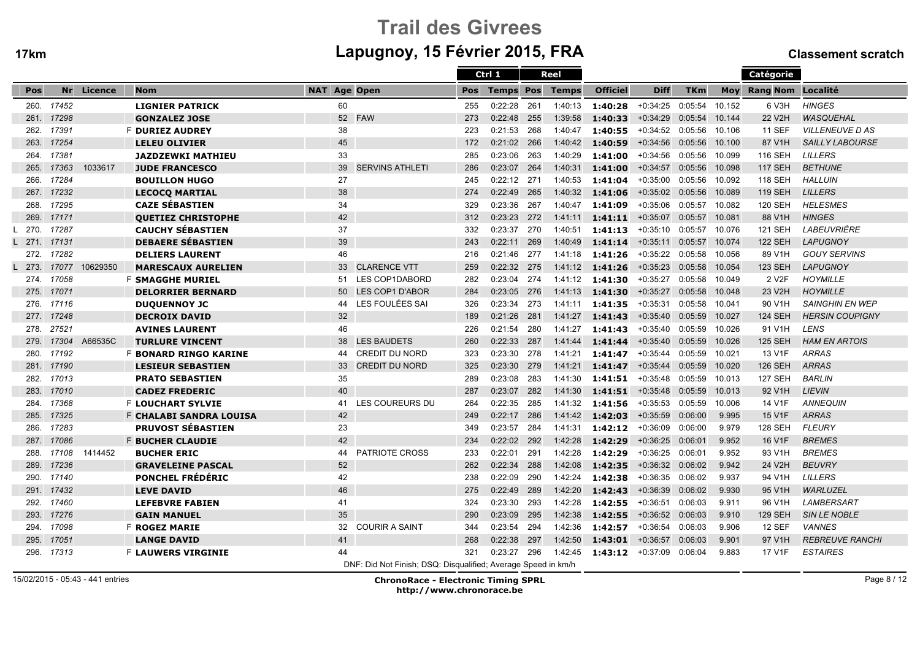# Trail des Givrees

## Lapugnoy, 15 Février 2015, FRA

**17km** — **Classement scratch**

| | Pos | Nr | Licence | | Nom | NAT | Age | Open | Ctrl 1 Pos | Ctrl 1 Temps | Reel Pos | Reel Temps | Officiel | Diff | TKm | Moy | Catégorie Rang Nom | Localité |
|---|---|---|---|---|---|---|---|---|---|---|---|---|---|---|---|---|---|---|
| | 260. | 17452 | | | LIGNIER PATRICK | | 60 | | 255 | 0:22:28 | 261 | 1:40:13 | 1:40:28 | +0:34:25 | 0:05:54 | 10.152 | 6 V3H | HINGES |
| | 261. | 17298 | | | GONZALEZ JOSE | | 52 | FAW | 273 | 0:22:48 | 255 | 1:39:58 | 1:40:33 | +0:34:29 | 0:05:54 | 10.144 | 22 V2H | WASQUEHAL |
| | 262. | 17391 | | F | DURIEZ AUDREY | | 38 | | 223 | 0:21:53 | 268 | 1:40:47 | 1:40:55 | +0:34:52 | 0:05:56 | 10.106 | 11 SEF | VILLENEUVE D AS |
| | 263. | 17254 | | | LELEU OLIVIER | | 45 | | 172 | 0:21:02 | 266 | 1:40:42 | 1:40:59 | +0:34:56 | 0:05:56 | 10.100 | 87 V1H | SAILLY LABOURSE |
| | 264. | 17381 | | | JAZDZEWKI MATHIEU | | 33 | | 285 | 0:23:06 | 263 | 1:40:29 | 1:41:00 | +0:34:56 | 0:05:56 | 10.099 | 116 SEH | LILLERS |
| | 265. | 17363 | 1033617 | | JUDE FRANCESCO | | 39 | SERVINS ATHLETI | 286 | 0:23:07 | 264 | 1:40:31 | 1:41:00 | +0:34:57 | 0:05:56 | 10.098 | 117 SEH | BETHUNE |
| | 266. | 17284 | | | BOUILLON HUGO | | 27 | | 245 | 0:22:12 | 271 | 1:40:53 | 1:41:04 | +0:35:00 | 0:05:56 | 10.092 | 118 SEH | HALLUIN |
| | 267. | 17232 | | | LECOCQ MARTIAL | | 38 | | 274 | 0:22:49 | 265 | 1:40:32 | 1:41:06 | +0:35:02 | 0:05:56 | 10.089 | 119 SEH | LILLERS |
| | 268. | 17295 | | | CAZE SÉBASTIEN | | 34 | | 329 | 0:23:36 | 267 | 1:40:47 | 1:41:09 | +0:35:06 | 0:05:57 | 10.082 | 120 SEH | HELESMES |
| | 269. | 17171 | | | QUETIEZ CHRISTOPHE | | 42 | | 312 | 0:23:23 | 272 | 1:41:11 | 1:41:11 | +0:35:07 | 0:05:57 | 10.081 | 88 V1H | HINGES |
| L | 270. | 17287 | | | CAUCHY SÉBASTIEN | | 37 | | 332 | 0:23:37 | 270 | 1:40:51 | 1:41:13 | +0:35:10 | 0:05:57 | 10.076 | 121 SEH | LABEUVRIÈRE |
| L | 271. | 17131 | | | DEBAERE SÉBASTIEN | | 39 | | 243 | 0:22:11 | 269 | 1:40:49 | 1:41:14 | +0:35:11 | 0:05:57 | 10.074 | 122 SEH | LAPUGNOY |
| | 272. | 17282 | | | DELIERS LAURENT | | 46 | | 216 | 0:21:46 | 277 | 1:41:18 | 1:41:26 | +0:35:22 | 0:05:58 | 10.056 | 89 V1H | GOUY SERVINS |
| L | 273. | 17077 | 10629350 | | MARESCAUX AURELIEN | | 33 | CLARENCE VTT | 259 | 0:22:32 | 275 | 1:41:12 | 1:41:26 | +0:35:23 | 0:05:58 | 10.054 | 123 SEH | LAPUGNOY |
| | 274. | 17058 | | F | SMAGGHE MURIEL | | 51 | LES COP1DABORD | 282 | 0:23:04 | 274 | 1:41:12 | 1:41:30 | +0:35:27 | 0:05:58 | 10.049 | 2 V2F | HOYMILLE |
| | 275. | 17071 | | | DELORRIER BERNARD | | 50 | LES COP1 D'ABOR | 284 | 0:23:05 | 276 | 1:41:13 | 1:41:30 | +0:35:27 | 0:05:58 | 10.048 | 23 V2H | HOYMILLE |
| | 276. | 17116 | | | DUQUENNOY JC | | 44 | LES FOULÉES SAI | 326 | 0:23:34 | 273 | 1:41:11 | 1:41:35 | +0:35:31 | 0:05:58 | 10.041 | 90 V1H | SAINGHIN EN WEP |
| | 277. | 17248 | | | DECROIX DAVID | | 32 | | 189 | 0:21:26 | 281 | 1:41:27 | 1:41:43 | +0:35:40 | 0:05:59 | 10.027 | 124 SEH | HERSIN COUPIGNY |
| | 278. | 27521 | | | AVINES LAURENT | | 46 | | 226 | 0:21:54 | 280 | 1:41:27 | 1:41:43 | +0:35:40 | 0:05:59 | 10.026 | 91 V1H | LENS |
| | 279. | 17304 | A66535C | | TURLURE VINCENT | | 38 | LES BAUDETS | 260 | 0:22:33 | 287 | 1:41:44 | 1:41:44 | +0:35:40 | 0:05:59 | 10.026 | 125 SEH | HAM EN ARTOIS |
| | 280. | 17192 | | F | BONARD RINGO KARINE | | 44 | CREDIT DU NORD | 323 | 0:23:30 | 278 | 1:41:21 | 1:41:47 | +0:35:44 | 0:05:59 | 10.021 | 13 V1F | ARRAS |
| | 281. | 17190 | | | LESIEUR SEBASTIEN | | 33 | CREDIT DU NORD | 325 | 0:23:30 | 279 | 1:41:21 | 1:41:47 | +0:35:44 | 0:05:59 | 10.020 | 126 SEH | ARRAS |
| | 282. | 17013 | | | PRATO SEBASTIEN | | 35 | | 289 | 0:23:08 | 283 | 1:41:30 | 1:41:51 | +0:35:48 | 0:05:59 | 10.013 | 127 SEH | BARLIN |
| | 283. | 17010 | | | CADEZ FREDERIC | | 40 | | 287 | 0:23:07 | 282 | 1:41:30 | 1:41:51 | +0:35:48 | 0:05:59 | 10.013 | 92 V1H | LIEVIN |
| | 284. | 17368 | | F | LOUCHART SYLVIE | | 41 | LES COUREURS DU | 264 | 0:22:35 | 285 | 1:41:32 | 1:41:56 | +0:35:53 | 0:05:59 | 10.006 | 14 V1F | ANNEQUIN |
| | 285. | 17325 | | F | CHALABI SANDRA LOUISA | | 42 | | 249 | 0:22:17 | 286 | 1:41:42 | 1:42:03 | +0:35:59 | 0:06:00 | 9.995 | 15 V1F | ARRAS |
| | 286. | 17283 | | | PRUVOST SÉBASTIEN | | 23 | | 349 | 0:23:57 | 284 | 1:41:31 | 1:42:12 | +0:36:09 | 0:06:00 | 9.979 | 128 SEH | FLEURY |
| | 287. | 17086 | | F | BUCHER CLAUDIE | | 42 | | 234 | 0:22:02 | 292 | 1:42:28 | 1:42:29 | +0:36:25 | 0:06:01 | 9.952 | 16 V1F | BREMES |
| | 288. | 17108 | 1414452 | | BUCHER ERIC | | 44 | PATRIOTE CROSS | 233 | 0:22:01 | 291 | 1:42:28 | 1:42:29 | +0:36:25 | 0:06:01 | 9.952 | 93 V1H | BREMES |
| | 289. | 17236 | | | GRAVELEINE PASCAL | | 52 | | 262 | 0:22:34 | 288 | 1:42:08 | 1:42:35 | +0:36:32 | 0:06:02 | 9.942 | 24 V2H | BEUVRY |
| | 290. | 17140 | | | PONCHEL FRÉDÉRIC | | 42 | | 238 | 0:22:09 | 290 | 1:42:24 | 1:42:38 | +0:36:35 | 0:06:02 | 9.937 | 94 V1H | LILLERS |
| | 291. | 17432 | | | LEVE DAVID | | 46 | | 275 | 0:22:49 | 289 | 1:42:20 | 1:42:43 | +0:36:39 | 0:06:02 | 9.930 | 95 V1H | WARLUZEL |
| | 292. | 17460 | | | LEFEBVRE FABIEN | | 41 | | 324 | 0:23:30 | 293 | 1:42:28 | 1:42:55 | +0:36:51 | 0:06:03 | 9.911 | 96 V1H | LAMBERSART |
| | 293. | 17276 | | | GAIN MANUEL | | 35 | | 290 | 0:23:09 | 295 | 1:42:38 | 1:42:55 | +0:36:52 | 0:06:03 | 9.910 | 129 SEH | SIN LE NOBLE |
| | 294. | 17098 | | F | ROGEZ MARIE | | 32 | COURIR A SAINT | 344 | 0:23:54 | 294 | 1:42:36 | 1:42:57 | +0:36:54 | 0:06:03 | 9.906 | 12 SEF | VANNES |
| | 295. | 17051 | | | LANGE DAVID | | 41 | | 268 | 0:22:38 | 297 | 1:42:50 | 1:43:01 | +0:36:57 | 0:06:03 | 9.901 | 97 V1H | REBREUVE RANCHI |
| | 296. | 17313 | | F | LAUWERS VIRGINIE | | 44 | | 321 | 0:23:27 | 296 | 1:42:45 | 1:43:12 | +0:37:09 | 0:06:04 | 9.883 | 17 V1F | ESTAIRES |

DNF: Did Not Finish; DSQ: Disqualified; Average Speed in km/h

15/02/2015 - 05:43 - 441 entries

**ChronoRace - Electronic Timing SPRL**
**http://www.chronorace.be**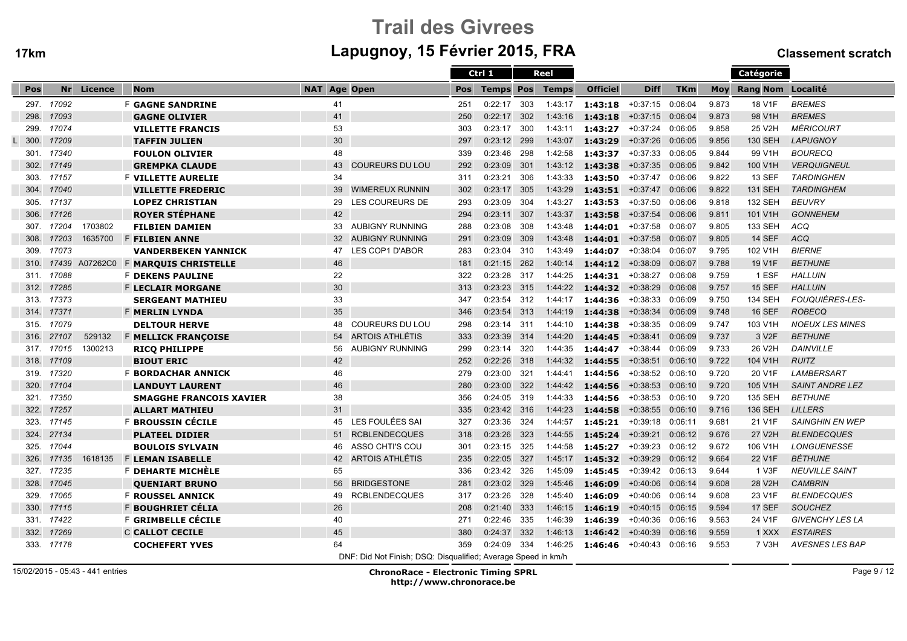# Trail des Givrees

## Lapugnoy, 15 Février 2015, FRA

**17km** — **Classement scratch**

| Pos | Nr | Licence | Nom | NAT | Age | Open | Ctrl 1 Pos | Ctrl 1 Temps | Reel Pos | Reel Temps | Officiel | Diff | TKm | Moy | Catégorie Rang Nom | Localité |
|---|---|---|---|---|---|---|---|---|---|---|---|---|---|---|---|---|
| 297. | 17092 | | F **GAGNE SANDRINE** | | 41 | | 251 | 0:22:17 | 303 | 1:43:17 | **1:43:18** | +0:37:15 | 0:06:04 | 9.873 | 18 V1F | *BREMES* |
| 298. | 17093 | | **GAGNE OLIVIER** | | 41 | | 250 | 0:22:17 | 302 | 1:43:16 | **1:43:18** | +0:37:15 | 0:06:04 | 9.873 | 98 V1H | *BREMES* |
| 299. | 17074 | | **VILLETTE FRANCIS** | | 53 | | 303 | 0:23:17 | 300 | 1:43:11 | **1:43:27** | +0:37:24 | 0:06:05 | 9.858 | 25 V2H | *MÉRICOURT* |
| L 300. | 17209 | | **TAFFIN JULIEN** | | 30 | | 297 | 0:23:12 | 299 | 1:43:07 | **1:43:29** | +0:37:26 | 0:06:05 | 9.856 | 130 SEH | *LAPUGNOY* |
| 301. | 17340 | | **FOULON OLIVIER** | | 48 | | 339 | 0:23:46 | 298 | 1:42:58 | **1:43:37** | +0:37:33 | 0:06:05 | 9.844 | 99 V1H | *BOURECQ* |
| 302. | 17149 | | **GREMPKA CLAUDE** | | 43 | COUREURS DU LOU | 292 | 0:23:09 | 301 | 1:43:12 | **1:43:38** | +0:37:35 | 0:06:05 | 9.842 | 100 V1H | *VERQUIGNEUL* |
| 303. | 17157 | | F **VILLETTE AURELIE** | | 34 | | 311 | 0:23:21 | 306 | 1:43:33 | **1:43:50** | +0:37:47 | 0:06:06 | 9.822 | 13 SEF | *TARDINGHEN* |
| 304. | 17040 | | **VILLETTE FREDERIC** | | 39 | WIMEREUX RUNNIN | 302 | 0:23:17 | 305 | 1:43:29 | **1:43:51** | +0:37:47 | 0:06:06 | 9.822 | 131 SEH | *TARDINGHEM* |
| 305. | 17137 | | **LOPEZ CHRISTIAN** | | 29 | LES COUREURS DE | 293 | 0:23:09 | 304 | 1:43:27 | **1:43:53** | +0:37:50 | 0:06:06 | 9.818 | 132 SEH | *BEUVRY* |
| 306. | 17126 | | **ROYER STÉPHANE** | | 42 | | 294 | 0:23:11 | 307 | 1:43:37 | **1:43:58** | +0:37:54 | 0:06:06 | 9.811 | 101 V1H | *GONNEHEM* |
| 307. | 17204 | 1703802 | **FILBIEN DAMIEN** | | 33 | AUBIGNY RUNNING | 288 | 0:23:08 | 308 | 1:43:48 | **1:44:01** | +0:37:58 | 0:06:07 | 9.805 | 133 SEH | *ACQ* |
| 308. | 17203 | 1635700 | F **FILBIEN ANNE** | | 32 | AUBIGNY RUNNING | 291 | 0:23:09 | 309 | 1:43:48 | **1:44:01** | +0:37:58 | 0:06:07 | 9.805 | 14 SEF | *ACQ* |
| 309. | 17073 | | **VANDERBEKEN YANNICK** | | 47 | LES COP1 D'ABOR | 283 | 0:23:04 | 310 | 1:43:49 | **1:44:07** | +0:38:04 | 0:06:07 | 9.795 | 102 V1H | *BIERNE* |
| 310. | 17439 | A07262C0 | F **MARQUIS CHRISTELLE** | | 46 | | 181 | 0:21:15 | 262 | 1:40:14 | **1:44:12** | +0:38:09 | 0:06:07 | 9.788 | 19 V1F | *BETHUNE* |
| 311. | 17088 | | F **DEKENS PAULINE** | | 22 | | 322 | 0:23:28 | 317 | 1:44:25 | **1:44:31** | +0:38:27 | 0:06:08 | 9.759 | 1 ESF | *HALLUIN* |
| 312. | 17285 | | F **LECLAIR MORGANE** | | 30 | | 313 | 0:23:23 | 315 | 1:44:22 | **1:44:32** | +0:38:29 | 0:06:08 | 9.757 | 15 SEF | *HALLUIN* |
| 313. | 17373 | | **SERGEANT MATHIEU** | | 33 | | 347 | 0:23:54 | 312 | 1:44:17 | **1:44:36** | +0:38:33 | 0:06:09 | 9.750 | 134 SEH | *FOUQUIÈRES-LES-* |
| 314. | 17371 | | F **MERLIN LYNDA** | | 35 | | 346 | 0:23:54 | 313 | 1:44:19 | **1:44:38** | +0:38:34 | 0:06:09 | 9.748 | 16 SEF | *ROBECQ* |
| 315. | 17079 | | **DELTOUR HERVE** | | 48 | COUREURS DU LOU | 298 | 0:23:14 | 311 | 1:44:10 | **1:44:38** | +0:38:35 | 0:06:09 | 9.747 | 103 V1H | *NOEUX LES MINES* |
| 316. | 27107 | 529132 | F **MELLICK FRANÇOISE** | | 54 | ARTOIS ATHLÉTIS | 333 | 0:23:39 | 314 | 1:44:20 | **1:44:45** | +0:38:41 | 0:06:09 | 9.737 | 3 V2F | *BETHUNE* |
| 317. | 17015 | 1300213 | **RICQ PHILIPPE** | | 56 | AUBIGNY RUNNING | 299 | 0:23:14 | 320 | 1:44:35 | **1:44:47** | +0:38:44 | 0:06:09 | 9.733 | 26 V2H | *DAINVILLE* |
| 318. | 17109 | | **BIOUT ERIC** | | 42 | | 252 | 0:22:26 | 318 | 1:44:32 | **1:44:55** | +0:38:51 | 0:06:10 | 9.722 | 104 V1H | *RUITZ* |
| 319. | 17320 | | F **BORDACHAR ANNICK** | | 46 | | 279 | 0:23:00 | 321 | 1:44:41 | **1:44:56** | +0:38:52 | 0:06:10 | 9.720 | 20 V1F | *LAMBERSART* |
| 320. | 17104 | | **LANDUYT LAURENT** | | 46 | | 280 | 0:23:00 | 322 | 1:44:42 | **1:44:56** | +0:38:53 | 0:06:10 | 9.720 | 105 V1H | *SAINT ANDRE LEZ* |
| 321. | 17350 | | **SMAGGHE FRANCOIS XAVIER** | | 38 | | 356 | 0:24:05 | 319 | 1:44:33 | **1:44:56** | +0:38:53 | 0:06:10 | 9.720 | 135 SEH | *BETHUNE* |
| 322. | 17257 | | **ALLART MATHIEU** | | 31 | | 335 | 0:23:42 | 316 | 1:44:23 | **1:44:58** | +0:38:55 | 0:06:10 | 9.716 | 136 SEH | *LILLERS* |
| 323. | 17145 | | F **BROUSSIN CÉCILE** | | 45 | LES FOULÉES SAI | 327 | 0:23:36 | 324 | 1:44:57 | **1:45:21** | +0:39:18 | 0:06:11 | 9.681 | 21 V1F | *SAINGHIN EN WEP* |
| 324. | 27134 | | **PLATEEL DIDIER** | | 51 | RCBLENDECQUES | 318 | 0:23:26 | 323 | 1:44:55 | **1:45:24** | +0:39:21 | 0:06:12 | 9.676 | 27 V2H | *BLENDECQUES* |
| 325. | 17044 | | **BOULOIS SYLVAIN** | | 46 | ASSO CHTI'S COU | 301 | 0:23:15 | 325 | 1:44:58 | **1:45:27** | +0:39:23 | 0:06:12 | 9.672 | 106 V1H | *LONGUENESSE* |
| 326. | 17135 | 1618135 | F **LEMAN ISABELLE** | | 42 | ARTOIS ATHLÉTIS | 235 | 0:22:05 | 327 | 1:45:17 | **1:45:32** | +0:39:29 | 0:06:12 | 9.664 | 22 V1F | *BÉTHUNE* |
| 327. | 17235 | | F **DEHARTE MICHÈLE** | | 65 | | 336 | 0:23:42 | 326 | 1:45:09 | **1:45:45** | +0:39:42 | 0:06:13 | 9.644 | 1 V3F | *NEUVILLE SAINT* |
| 328. | 17045 | | **QUENIART BRUNO** | | 56 | BRIDGESTONE | 281 | 0:23:02 | 329 | 1:45:46 | **1:46:09** | +0:40:06 | 0:06:14 | 9.608 | 28 V2H | *CAMBRIN* |
| 329. | 17065 | | F **ROUSSEL ANNICK** | | 49 | RCBLENDECQUES | 317 | 0:23:26 | 328 | 1:45:40 | **1:46:09** | +0:40:06 | 0:06:14 | 9.608 | 23 V1F | *BLENDECQUES* |
| 330. | 17115 | | F **BOUGHRIET CÉLIA** | | 26 | | 208 | 0:21:40 | 333 | 1:46:15 | **1:46:19** | +0:40:15 | 0:06:15 | 9.594 | 17 SEF | *SOUCHEZ* |
| 331. | 17422 | | F **GRIMBELLE CÉCILE** | | 40 | | 271 | 0:22:46 | 335 | 1:46:39 | **1:46:39** | +0:40:36 | 0:06:16 | 9.563 | 24 V1F | *GIVENCHY LES LA* |
| 332. | 17269 | | C **CALLOT CECILE** | | 45 | | 380 | 0:24:37 | 332 | 1:46:13 | **1:46:42** | +0:40:39 | 0:06:16 | 9.559 | 1 XXX | *ESTAIRES* |
| 333. | 17178 | | **COCHEFERT YVES** | | 64 | | 359 | 0:24:09 | 334 | 1:46:25 | **1:46:46** | +0:40:43 | 0:06:16 | 9.553 | 7 V3H | *AVESNES LES BAP* |

DNF: Did Not Finish; DSQ: Disqualified; Average Speed in km/h

15/02/2015 - 05:43 - 441 entries

**ChronoRace - Electronic Timing SPRL**
**http://www.chronorace.be**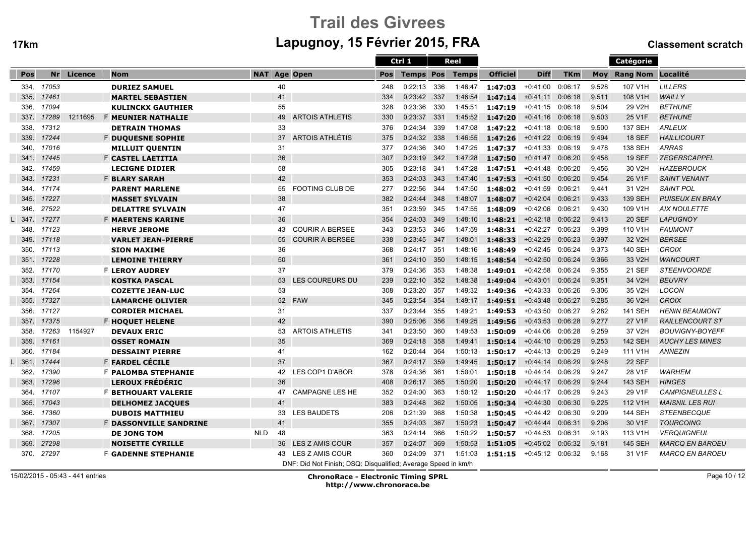# Trail des Givrees

## Lapugnoy, 15 Février 2015, FRA

**17km** — **Classement scratch**

| | Pos | Nr | Licence | | Nom | NAT | Age | Open | Ctrl 1 Pos | Ctrl 1 Temps | Reel Pos | Reel Temps | Officiel | Diff | TKm | Moy | Catégorie Rang Nom | Localité |
|---|---|---|---|---|---|---|---|---|---|---|---|---|---|---|---|---|---|---|
| | 334. | 17053 | | | DURIEZ SAMUEL | | 40 | | 248 | 0:22:13 | 336 | 1:46:47 | **1:47:03** | +0:41:00 | 0:06:17 | 9.528 | 107 V1H | LILLERS |
| | 335. | 17461 | | | MARTEL SEBASTIEN | | 41 | | 334 | 0:23:42 | 337 | 1:46:54 | **1:47:14** | +0:41:11 | 0:06:18 | 9.511 | 108 V1H | WAILLY |
| | 336. | 17094 | | | KULINCKX GAUTHIER | | 55 | | 328 | 0:23:36 | 330 | 1:45:51 | **1:47:19** | +0:41:15 | 0:06:18 | 9.504 | 29 V2H | BETHUNE |
| | 337. | 17289 | 1211695 | F | MEUNIER NATHALIE | | 49 | ARTOIS ATHLETIS | 330 | 0:23:37 | 331 | 1:45:52 | **1:47:20** | +0:41:16 | 0:06:18 | 9.503 | 25 V1F | BETHUNE |
| | 338. | 17312 | | | DETRAIN THOMAS | | 33 | | 376 | 0:24:34 | 339 | 1:47:08 | **1:47:22** | +0:41:18 | 0:06:18 | 9.500 | 137 SEH | ARLEUX |
| | 339. | 17244 | | F | DUQUESNE SOPHIE | | 37 | ARTOIS ATHLÉTIS | 375 | 0:24:32 | 338 | 1:46:55 | **1:47:26** | +0:41:22 | 0:06:19 | 9.494 | 18 SEF | HAILLICOURT |
| | 340. | 17016 | | | MILLUIT QUENTIN | | 31 | | 377 | 0:24:36 | 340 | 1:47:25 | **1:47:37** | +0:41:33 | 0:06:19 | 9.478 | 138 SEH | ARRAS |
| | 341. | 17445 | | F | CASTEL LAETITIA | | 36 | | 307 | 0:23:19 | 342 | 1:47:28 | **1:47:50** | +0:41:47 | 0:06:20 | 9.458 | 19 SEF | ZEGERSCAPPEL |
| | 342. | 17459 | | | LECIGNE DIDIER | | 58 | | 305 | 0:23:18 | 341 | 1:47:28 | **1:47:51** | +0:41:48 | 0:06:20 | 9.456 | 30 V2H | HAZEBROUCK |
| | 343. | 17231 | | F | BLARY SARAH | | 42 | | 353 | 0:24:03 | 343 | 1:47:40 | **1:47:53** | +0:41:50 | 0:06:20 | 9.454 | 26 V1F | SAINT VENANT |
| | 344. | 17174 | | | PARENT MARLENE | | 55 | FOOTING CLUB DE | 277 | 0:22:56 | 344 | 1:47:50 | **1:48:02** | +0:41:59 | 0:06:21 | 9.441 | 31 V2H | SAINT POL |
| | 345. | 17227 | | | MASSET SYLVAIN | | 38 | | 382 | 0:24:44 | 348 | 1:48:07 | **1:48:07** | +0:42:04 | 0:06:21 | 9.433 | 139 SEH | PUISEUX EN BRAY |
| | 346. | 27522 | | | DELATTRE SYLVAIN | | 47 | | 351 | 0:23:59 | 345 | 1:47:55 | **1:48:09** | +0:42:06 | 0:06:21 | 9.430 | 109 V1H | AIX NOULETTE |
| L | 347. | 17277 | | F | MAERTENS KARINE | | 36 | | 354 | 0:24:03 | 349 | 1:48:10 | **1:48:21** | +0:42:18 | 0:06:22 | 9.413 | 20 SEF | LAPUGNOY |
| | 348. | 17123 | | | HERVE JEROME | | 43 | COURIR A BERSEE | 343 | 0:23:53 | 346 | 1:47:59 | **1:48:31** | +0:42:27 | 0:06:23 | 9.399 | 110 V1H | FAUMONT |
| | 349. | 17118 | | | VARLET JEAN-PIERRE | | 55 | COURIR A BERSEE | 338 | 0:23:45 | 347 | 1:48:01 | **1:48:33** | +0:42:29 | 0:06:23 | 9.397 | 32 V2H | BERSEE |
| | 350. | 17113 | | | SION MAXIME | | 36 | | 368 | 0:24:17 | 351 | 1:48:16 | **1:48:49** | +0:42:45 | 0:06:24 | 9.373 | 140 SEH | CROIX |
| | 351. | 17228 | | | LEMOINE THIERRY | | 50 | | 361 | 0:24:10 | 350 | 1:48:15 | **1:48:54** | +0:42:50 | 0:06:24 | 9.366 | 33 V2H | WANCOURT |
| | 352. | 17170 | | F | LEROY AUDREY | | 37 | | 379 | 0:24:36 | 353 | 1:48:38 | **1:49:01** | +0:42:58 | 0:06:24 | 9.355 | 21 SEF | STEENVOORDE |
| | 353. | 17154 | | | KOSTKA PASCAL | | 53 | LES COUREURS DU | 239 | 0:22:10 | 352 | 1:48:38 | **1:49:04** | +0:43:01 | 0:06:24 | 9.351 | 34 V2H | BEUVRY |
| | 354. | 17264 | | | COZETTE JEAN-LUC | | 53 | | 308 | 0:23:20 | 357 | 1:49:32 | **1:49:36** | +0:43:33 | 0:06:26 | 9.306 | 35 V2H | LOCON |
| | 355. | 17327 | | | LAMARCHE OLIVIER | | 52 | FAW | 345 | 0:23:54 | 354 | 1:49:17 | **1:49:51** | +0:43:48 | 0:06:27 | 9.285 | 36 V2H | CROIX |
| | 356. | 17127 | | | CORDIER MICHAEL | | 31 | | 337 | 0:23:44 | 355 | 1:49:21 | **1:49:53** | +0:43:50 | 0:06:27 | 9.282 | 141 SEH | HENIN BEAUMONT |
| | 357. | 17375 | | F | HOQUET HELENE | | 42 | | 390 | 0:25:06 | 356 | 1:49:25 | **1:49:56** | +0:43:53 | 0:06:28 | 9.277 | 27 V1F | RAILLENCOURT ST |
| | 358. | 17263 | 1154927 | | DEVAUX ERIC | | 53 | ARTOIS ATHLETIS | 341 | 0:23:50 | 360 | 1:49:53 | **1:50:09** | +0:44:06 | 0:06:28 | 9.259 | 37 V2H | BOUVIGNY-BOYEFF |
| | 359. | 17161 | | | OSSET ROMAIN | | 35 | | 369 | 0:24:18 | 358 | 1:49:41 | **1:50:14** | +0:44:10 | 0:06:29 | 9.253 | 142 SEH | AUCHY LES MINES |
| | 360. | 17184 | | | DESSAINT PIERRE | | 41 | | 162 | 0:20:44 | 364 | 1:50:13 | **1:50:17** | +0:44:13 | 0:06:29 | 9.249 | 111 V1H | ANNEZIN |
| L | 361. | 17444 | | F | FARDEL CÉCILE | | 37 | | 367 | 0:24:17 | 359 | 1:49:45 | **1:50:17** | +0:44:14 | 0:06:29 | 9.248 | 22 SEF | |
| | 362. | 17390 | | F | PALOMBA STEPHANIE | | 42 | LES COP1 D'ABOR | 378 | 0:24:36 | 361 | 1:50:01 | **1:50:18** | +0:44:14 | 0:06:29 | 9.247 | 28 V1F | WARHEM |
| | 363. | 17296 | | | LEROUX FRÉDÉRIC | | 36 | | 408 | 0:26:17 | 365 | 1:50:20 | **1:50:20** | +0:44:17 | 0:06:29 | 9.244 | 143 SEH | HINGES |
| | 364. | 17107 | | F | BETHOUART VALERIE | | 47 | CAMPAGNE LES HE | 352 | 0:24:00 | 363 | 1:50:12 | **1:50:20** | +0:44:17 | 0:06:29 | 9.243 | 29 V1F | CAMPIGNEULLES L |
| | 365. | 17043 | | | DELHOMEZ JACQUES | | 41 | | 383 | 0:24:48 | 362 | 1:50:05 | **1:50:34** | +0:44:30 | 0:06:30 | 9.225 | 112 V1H | MAISNIL LES RUI |
| | 366. | 17360 | | | DUBOIS MATTHIEU | | 33 | LES BAUDETS | 206 | 0:21:39 | 368 | 1:50:38 | **1:50:45** | +0:44:42 | 0:06:30 | 9.209 | 144 SEH | STEENBECQUE |
| | 367. | 17307 | | F | DASSONVILLE SANDRINE | | 41 | | 355 | 0:24:03 | 367 | 1:50:23 | **1:50:47** | +0:44:44 | 0:06:31 | 9.206 | 30 V1F | TOURCOING |
| | 368. | 17205 | | | DE JONG TOM | NLD | 48 | | 363 | 0:24:14 | 366 | 1:50:22 | **1:50:57** | +0:44:53 | 0:06:31 | 9.193 | 113 V1H | VERQUIGNEUL |
| | 369. | 27298 | | | NOISETTE CYRILLE | | 36 | LES Z AMIS COUR | 357 | 0:24:07 | 369 | 1:50:53 | **1:51:05** | +0:45:02 | 0:06:32 | 9.181 | 145 SEH | MARCQ EN BAROEU |
| | 370. | 27297 | | F | GADENNE STEPHANIE | | 43 | LES Z AMIS COUR | 360 | 0:24:09 | 371 | 1:51:03 | **1:51:15** | +0:45:12 | 0:06:32 | 9.168 | 31 V1F | MARCQ EN BAROEU |

DNF: Did Not Finish; DSQ: Disqualified; Average Speed in km/h

15/02/2015 - 05:43 - 441 entries

**ChronoRace - Electronic Timing SPRL**
**http://www.chronorace.be**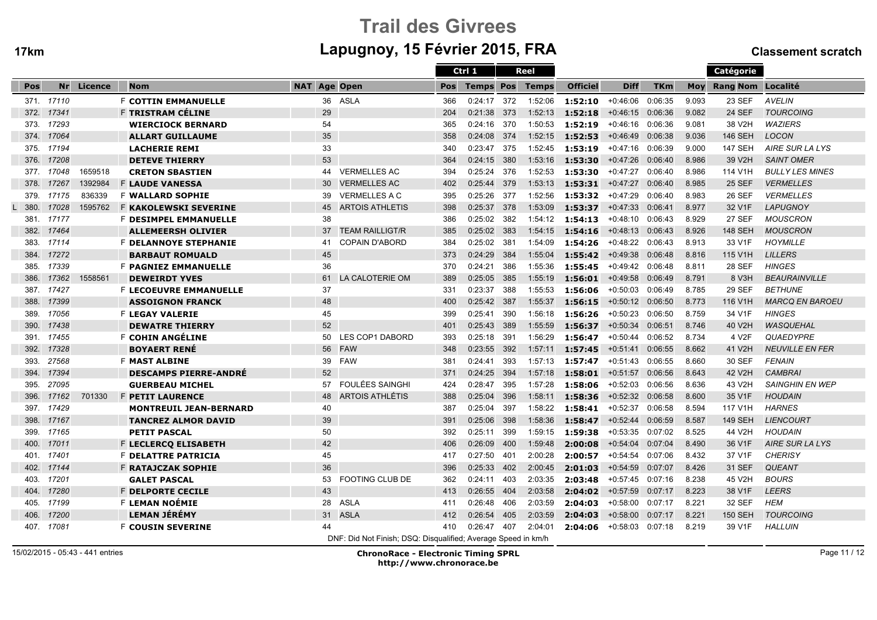# Trail des Givrees

## Lapugnoy, 15 Février 2015, FRA

**17km** — **Classement scratch**

| Pos | Nr | Licence | | Nom | NAT | Age | Open | Ctrl 1 Pos | Ctrl 1 Temps | Reel Pos | Reel Temps | Officiel | Diff | TKm | Moy | Catégorie Rang Nom | Localité |
|---|---|---|---|---|---|---|---|---|---|---|---|---|---|---|---|---|---|
| 371. | 17110 | | F | COTTIN EMMANUELLE | | 36 | ASLA | 366 | 0:24:17 | 372 | 1:52:06 | 1:52:10 | +0:46:06 | 0:06:35 | 9.093 | 23 SEF | AVELIN |
| 372. | 17341 | | F | TRISTRAM CÉLINE | | 29 | | 204 | 0:21:38 | 373 | 1:52:13 | 1:52:18 | +0:46:15 | 0:06:36 | 9.082 | 24 SEF | TOURCOING |
| 373. | 17293 | | | WIERCIOCK BERNARD | | 54 | | 365 | 0:24:16 | 370 | 1:50:53 | 1:52:19 | +0:46:16 | 0:06:36 | 9.081 | 38 V2H | WAZIERS |
| 374. | 17064 | | | ALLART GUILLAUME | | 35 | | 358 | 0:24:08 | 374 | 1:52:15 | 1:52:53 | +0:46:49 | 0:06:38 | 9.036 | 146 SEH | LOCON |
| 375. | 17194 | | | LACHERIE REMI | | 33 | | 340 | 0:23:47 | 375 | 1:52:45 | 1:53:19 | +0:47:16 | 0:06:39 | 9.000 | 147 SEH | AIRE SUR LA LYS |
| 376. | 17208 | | | DETEVE THIERRY | | 53 | | 364 | 0:24:15 | 380 | 1:53:16 | 1:53:30 | +0:47:26 | 0:06:40 | 8.986 | 39 V2H | SAINT OMER |
| 377. | 17048 | 1659518 | | CRETON SBASTIEN | | 44 | VERMELLES AC | 394 | 0:25:24 | 376 | 1:52:53 | 1:53:30 | +0:47:27 | 0:06:40 | 8.986 | 114 V1H | BULLY LES MINES |
| 378. | 17267 | 1392984 | F | LAUDE VANESSA | | 30 | VERMELLES AC | 402 | 0:25:44 | 379 | 1:53:13 | 1:53:31 | +0:47:27 | 0:06:40 | 8.985 | 25 SEF | VERMELLES |
| 379. | 17175 | 836339 | F | WALLARD SOPHIE | | 39 | VERMELLES A C | 395 | 0:25:26 | 377 | 1:52:56 | 1:53:32 | +0:47:29 | 0:06:40 | 8.983 | 26 SEF | VERMELLES |
| L 380. | 17028 | 1595762 | F | KAKOLEWSKI SEVERINE | | 45 | ARTOIS ATHLETIS | 398 | 0:25:37 | 378 | 1:53:09 | 1:53:37 | +0:47:33 | 0:06:41 | 8.977 | 32 V1F | LAPUGNOY |
| 381. | 17177 | | F | DESIMPEL EMMANUELLE | | 38 | | 386 | 0:25:02 | 382 | 1:54:12 | 1:54:13 | +0:48:10 | 0:06:43 | 8.929 | 27 SEF | MOUSCRON |
| 382. | 17464 | | | ALLEMEERSH OLIVIER | | 37 | TEAM RAILLIGT/R | 385 | 0:25:02 | 383 | 1:54:15 | 1:54:16 | +0:48:13 | 0:06:43 | 8.926 | 148 SEH | MOUSCRON |
| 383. | 17114 | | F | DELANNOYE STEPHANIE | | 41 | COPAIN D'ABORD | 384 | 0:25:02 | 381 | 1:54:09 | 1:54:26 | +0:48:22 | 0:06:43 | 8.913 | 33 V1F | HOYMILLE |
| 384. | 17272 | | | BARBAUT ROMUALD | | 45 | | 373 | 0:24:29 | 384 | 1:55:04 | 1:55:42 | +0:49:38 | 0:06:48 | 8.816 | 115 V1H | LILLERS |
| 385. | 17339 | | F | PAGNIEZ EMMANUELLE | | 36 | | 370 | 0:24:21 | 386 | 1:55:36 | 1:55:45 | +0:49:42 | 0:06:48 | 8.811 | 28 SEF | HINGES |
| 386. | 17362 | 1558561 | | DEWEIRDT YVES | | 61 | LA CALOTERIE OM | 389 | 0:25:05 | 385 | 1:55:19 | 1:56:01 | +0:49:58 | 0:06:49 | 8.791 | 8 V3H | BEAURAINVILLE |
| 387. | 17427 | | F | LECOEUVRE EMMANUELLE | | 37 | | 331 | 0:23:37 | 388 | 1:55:53 | 1:56:06 | +0:50:03 | 0:06:49 | 8.785 | 29 SEF | BETHUNE |
| 388. | 17399 | | | ASSOIGNON FRANCK | | 48 | | 400 | 0:25:42 | 387 | 1:55:37 | 1:56:15 | +0:50:12 | 0:06:50 | 8.773 | 116 V1H | MARCQ EN BAROEU |
| 389. | 17056 | | F | LEGAY VALERIE | | 45 | | 399 | 0:25:41 | 390 | 1:56:18 | 1:56:26 | +0:50:23 | 0:06:50 | 8.759 | 34 V1F | HINGES |
| 390. | 17438 | | | DEWATRE THIERRY | | 52 | | 401 | 0:25:43 | 389 | 1:55:59 | 1:56:37 | +0:50:34 | 0:06:51 | 8.746 | 40 V2H | WASQUEHAL |
| 391. | 17455 | | F | COHIN ANGÉLINE | | 50 | LES COP1 DABORD | 393 | 0:25:18 | 391 | 1:56:29 | 1:56:47 | +0:50:44 | 0:06:52 | 8.734 | 4 V2F | QUAEDYPRE |
| 392. | 17328 | | | BOYAERT RENÉ | | 56 | FAW | 348 | 0:23:55 | 392 | 1:57:11 | 1:57:45 | +0:51:41 | 0:06:55 | 8.662 | 41 V2H | NEUVILLE EN FER |
| 393. | 27568 | | F | MAST ALBINE | | 39 | FAW | 381 | 0:24:41 | 393 | 1:57:13 | 1:57:47 | +0:51:43 | 0:06:55 | 8.660 | 30 SEF | FENAIN |
| 394. | 17394 | | | DESCAMPS PIERRE-ANDRÉ | | 52 | | 371 | 0:24:25 | 394 | 1:57:18 | 1:58:01 | +0:51:57 | 0:06:56 | 8.643 | 42 V2H | CAMBRAI |
| 395. | 27095 | | | GUERBEAU MICHEL | | 57 | FOULÉES SAINGHI | 424 | 0:28:47 | 395 | 1:57:28 | 1:58:06 | +0:52:03 | 0:06:56 | 8.636 | 43 V2H | SAINGHIN EN WEP |
| 396. | 17162 | 701330 | F | PETIT LAURENCE | | 48 | ARTOIS ATHLÉTIS | 388 | 0:25:04 | 396 | 1:58:11 | 1:58:36 | +0:52:32 | 0:06:58 | 8.600 | 35 V1F | HOUDAIN |
| 397. | 17429 | | | MONTREUIL JEAN-BERNARD | | 40 | | 387 | 0:25:04 | 397 | 1:58:22 | 1:58:41 | +0:52:37 | 0:06:58 | 8.594 | 117 V1H | HARNES |
| 398. | 17167 | | | TANCREZ ALMOR DAVID | | 39 | | 391 | 0:25:06 | 398 | 1:58:36 | 1:58:47 | +0:52:44 | 0:06:59 | 8.587 | 149 SEH | LIENCOURT |
| 399. | 17165 | | | PETIT PASCAL | | 50 | | 392 | 0:25:11 | 399 | 1:59:15 | 1:59:38 | +0:53:35 | 0:07:02 | 8.525 | 44 V2H | HOUDAIN |
| 400. | 17011 | | F | LECLERCQ ELISABETH | | 42 | | 406 | 0:26:09 | 400 | 1:59:48 | 2:00:08 | +0:54:04 | 0:07:04 | 8.490 | 36 V1F | AIRE SUR LA LYS |
| 401. | 17401 | | F | DELATTRE PATRICIA | | 45 | | 417 | 0:27:50 | 401 | 2:00:28 | 2:00:57 | +0:54:54 | 0:07:06 | 8.432 | 37 V1F | CHERISY |
| 402. | 17144 | | F | RATAJCZAK SOPHIE | | 36 | | 396 | 0:25:33 | 402 | 2:00:45 | 2:01:03 | +0:54:59 | 0:07:07 | 8.426 | 31 SEF | QUEANT |
| 403. | 17201 | | | GALET PASCAL | | 53 | FOOTING CLUB DE | 362 | 0:24:11 | 403 | 2:03:35 | 2:03:48 | +0:57:45 | 0:07:16 | 8.238 | 45 V2H | BOURS |
| 404. | 17280 | | F | DELPORTE CECILE | | 43 | | 413 | 0:26:55 | 404 | 2:03:58 | 2:04:02 | +0:57:59 | 0:07:17 | 8.223 | 38 V1F | LEERS |
| 405. | 17199 | | F | LEMAN NOÉMIE | | 28 | ASLA | 411 | 0:26:48 | 406 | 2:03:59 | 2:04:03 | +0:58:00 | 0:07:17 | 8.221 | 32 SEF | HEM |
| 406. | 17200 | | | LEMAN JÉRÉMY | | 31 | ASLA | 412 | 0:26:54 | 405 | 2:03:59 | 2:04:03 | +0:58:00 | 0:07:17 | 8.221 | 150 SEH | TOURCOING |
| 407. | 17081 | | F | COUSIN SEVERINE | | 44 | | 410 | 0:26:47 | 407 | 2:04:01 | 2:04:06 | +0:58:03 | 0:07:18 | 8.219 | 39 V1F | HALLUIN |

DNF: Did Not Finish; DSQ: Disqualified; Average Speed in km/h

15/02/2015 - 05:43 - 441 entries

**ChronoRace - Electronic Timing SPRL**
**http://www.chronorace.be**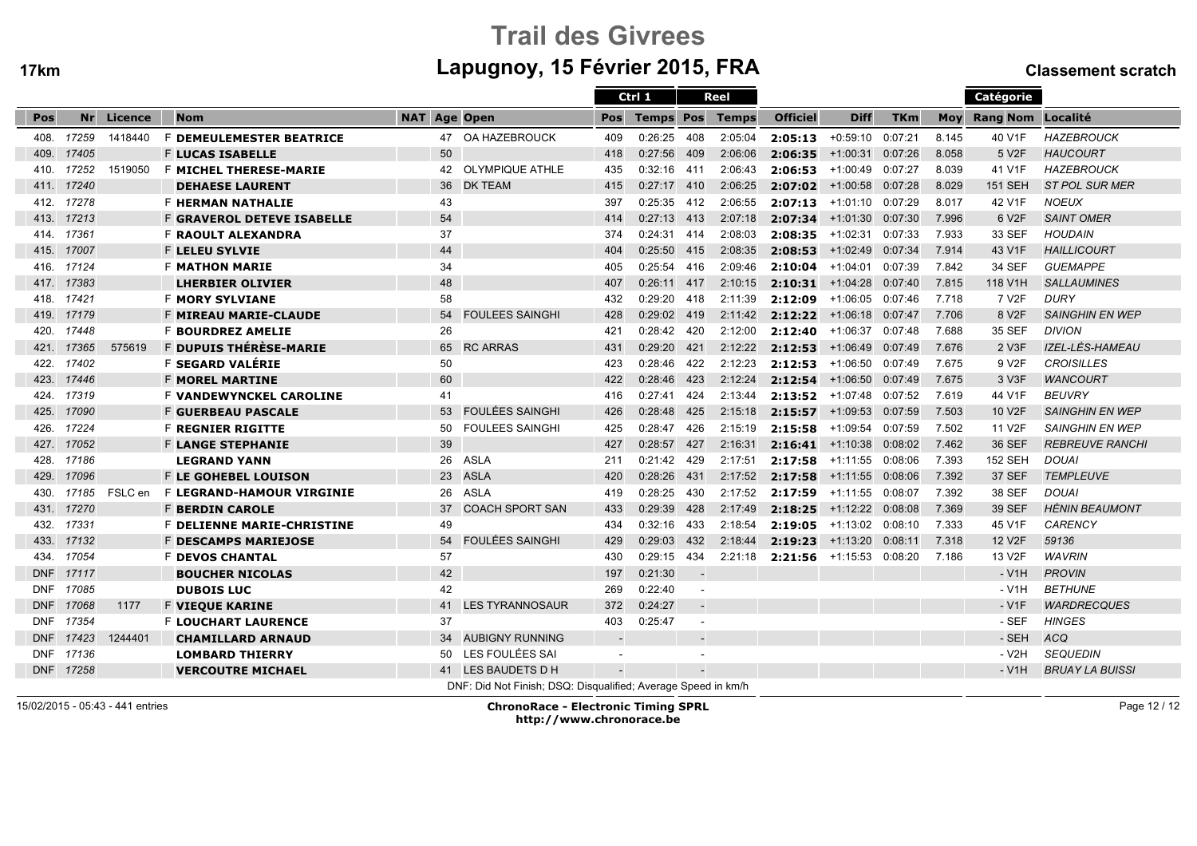# Trail des Givrees

## Lapugnoy, 15 Février 2015, FRA

**17km** — **Classement scratch**

| | | | | | | | Ctrl 1 | | Reel | | | | | | Catégorie | |
|---|---|---|---|---|---|---|---|---|---|---|---|---|---|---|---|---|
| Pos | Nr | Licence | Nom | NAT | Age | Open | Pos | Temps | Pos | Temps | Officiel | Diff | TKm | Moy | Rang Nom | Localité |
| 408. | 17259 | 1418440 | F **DEMEULEMESTER BEATRICE** | | 47 | OA HAZEBROUCK | 409 | 0:26:25 | 408 | 2:05:04 | **2:05:13** | +0:59:10 | 0:07:21 | 8.145 | 40 V1F | *HAZEBROUCK* |
| 409. | 17405 | | F **LUCAS ISABELLE** | | 50 | | 418 | 0:27:56 | 409 | 2:06:06 | **2:06:35** | +1:00:31 | 0:07:26 | 8.058 | 5 V2F | *HAUCOURT* |
| 410. | 17252 | 1519050 | F **MICHEL THERESE-MARIE** | | 42 | OLYMPIQUE ATHLE | 435 | 0:32:16 | 411 | 2:06:43 | **2:06:53** | +1:00:49 | 0:07:27 | 8.039 | 41 V1F | *HAZEBROUCK* |
| 411. | 17240 | | **DEHAESE LAURENT** | | 36 | DK TEAM | 415 | 0:27:17 | 410 | 2:06:25 | **2:07:02** | +1:00:58 | 0:07:28 | 8.029 | 151 SEH | *ST POL SUR MER* |
| 412. | 17278 | | F **HERMAN NATHALIE** | | 43 | | 397 | 0:25:35 | 412 | 2:06:55 | **2:07:13** | +1:01:10 | 0:07:29 | 8.017 | 42 V1F | *NOEUX* |
| 413. | 17213 | | F **GRAVEROL DETEVE ISABELLE** | | 54 | | 414 | 0:27:13 | 413 | 2:07:18 | **2:07:34** | +1:01:30 | 0:07:30 | 7.996 | 6 V2F | *SAINT OMER* |
| 414. | 17361 | | F **RAOULT ALEXANDRA** | | 37 | | 374 | 0:24:31 | 414 | 2:08:03 | **2:08:35** | +1:02:31 | 0:07:33 | 7.933 | 33 SEF | *HOUDAIN* |
| 415. | 17007 | | F **LELEU SYLVIE** | | 44 | | 404 | 0:25:50 | 415 | 2:08:35 | **2:08:53** | +1:02:49 | 0:07:34 | 7.914 | 43 V1F | *HAILLICOURT* |
| 416. | 17124 | | F **MATHON MARIE** | | 34 | | 405 | 0:25:54 | 416 | 2:09:46 | **2:10:04** | +1:04:01 | 0:07:39 | 7.842 | 34 SEF | *GUEMAPPE* |
| 417. | 17383 | | **LHERBIER OLIVIER** | | 48 | | 407 | 0:26:11 | 417 | 2:10:15 | **2:10:31** | +1:04:28 | 0:07:40 | 7.815 | 118 V1H | *SALLAUMINES* |
| 418. | 17421 | | F **MORY SYLVIANE** | | 58 | | 432 | 0:29:20 | 418 | 2:11:39 | **2:12:09** | +1:06:05 | 0:07:46 | 7.718 | 7 V2F | *DURY* |
| 419. | 17179 | | F **MIREAU MARIE-CLAUDE** | | 54 | FOULEES SAINGHI | 428 | 0:29:02 | 419 | 2:11:42 | **2:12:22** | +1:06:18 | 0:07:47 | 7.706 | 8 V2F | *SAINGHIN EN WEP* |
| 420. | 17448 | | F **BOURDREZ AMELIE** | | 26 | | 421 | 0:28:42 | 420 | 2:12:00 | **2:12:40** | +1:06:37 | 0:07:48 | 7.688 | 35 SEF | *DIVION* |
| 421. | 17365 | 575619 | F **DUPUIS THÉRÈSE-MARIE** | | 65 | RC ARRAS | 431 | 0:29:20 | 421 | 2:12:22 | **2:12:53** | +1:06:49 | 0:07:49 | 7.676 | 2 V3F | *IZEL-LÈS-HAMEAU* |
| 422. | 17402 | | F **SEGARD VALÉRIE** | | 50 | | 423 | 0:28:46 | 422 | 2:12:23 | **2:12:53** | +1:06:50 | 0:07:49 | 7.675 | 9 V2F | *CROISILLES* |
| 423. | 17446 | | F **MOREL MARTINE** | | 60 | | 422 | 0:28:46 | 423 | 2:12:24 | **2:12:54** | +1:06:50 | 0:07:49 | 7.675 | 3 V3F | *WANCOURT* |
| 424. | 17319 | | F **VANDEWYNCKEL CAROLINE** | | 41 | | 416 | 0:27:41 | 424 | 2:13:44 | **2:13:52** | +1:07:48 | 0:07:52 | 7.619 | 44 V1F | *BEUVRY* |
| 425. | 17090 | | F **GUERBEAU PASCALE** | | 53 | FOULÉES SAINGHI | 426 | 0:28:48 | 425 | 2:15:18 | **2:15:57** | +1:09:53 | 0:07:59 | 7.503 | 10 V2F | *SAINGHIN EN WEP* |
| 426. | 17224 | | F **REGNIER RIGITTE** | | 50 | FOULEES SAINGHI | 425 | 0:28:47 | 426 | 2:15:19 | **2:15:58** | +1:09:54 | 0:07:59 | 7.502 | 11 V2F | *SAINGHIN EN WEP* |
| 427. | 17052 | | F **LANGE STEPHANIE** | | 39 | | 427 | 0:28:57 | 427 | 2:16:31 | **2:16:41** | +1:10:38 | 0:08:02 | 7.462 | 36 SEF | *REBREUVE RANCHI* |
| 428. | 17186 | | **LEGRAND YANN** | | 26 | ASLA | 211 | 0:21:42 | 429 | 2:17:51 | **2:17:58** | +1:11:55 | 0:08:06 | 7.393 | 152 SEH | *DOUAI* |
| 429. | 17096 | | F **LE GOHEBEL LOUISON** | | 23 | ASLA | 420 | 0:28:26 | 431 | 2:17:52 | **2:17:58** | +1:11:55 | 0:08:06 | 7.392 | 37 SEF | *TEMPLEUVE* |
| 430. | 17185 | FSLC en | F **LEGRAND-HAMOUR VIRGINIE** | | 26 | ASLA | 419 | 0:28:25 | 430 | 2:17:52 | **2:17:59** | +1:11:55 | 0:08:07 | 7.392 | 38 SEF | *DOUAI* |
| 431. | 17270 | | F **BERDIN CAROLE** | | 37 | COACH SPORT SAN | 433 | 0:29:39 | 428 | 2:17:49 | **2:18:25** | +1:12:22 | 0:08:08 | 7.369 | 39 SEF | *HÉNIN BEAUMONT* |
| 432. | 17331 | | F **DELIENNE MARIE-CHRISTINE** | | 49 | | 434 | 0:32:16 | 433 | 2:18:54 | **2:19:05** | +1:13:02 | 0:08:10 | 7.333 | 45 V1F | *CARENCY* |
| 433. | 17132 | | F **DESCAMPS MARIEJOSE** | | 54 | FOULÉES SAINGHI | 429 | 0:29:03 | 432 | 2:18:44 | **2:19:23** | +1:13:20 | 0:08:11 | 7.318 | 12 V2F | *59136* |
| 434. | 17054 | | F **DEVOS CHANTAL** | | 57 | | 430 | 0:29:15 | 434 | 2:21:18 | **2:21:56** | +1:15:53 | 0:08:20 | 7.186 | 13 V2F | *WAVRIN* |
| DNF | 17117 | | **BOUCHER NICOLAS** | | 42 | | 197 | 0:21:30 | - | | | | | | - V1H | *PROVIN* |
| DNF | 17085 | | **DUBOIS LUC** | | 42 | | 269 | 0:22:40 | - | | | | | | - V1H | *BETHUNE* |
| DNF | 17068 | 1177 | F **VIEQUE KARINE** | | 41 | LES TYRANNOSAUR | 372 | 0:24:27 | - | | | | | | - V1F | *WARDRECQUES* |
| DNF | 17354 | | F **LOUCHART LAURENCE** | | 37 | | 403 | 0:25:47 | - | | | | | | - SEF | *HINGES* |
| DNF | 17423 | 1244401 | **CHAMILLARD ARNAUD** | | 34 | AUBIGNY RUNNING | - | | - | | | | | | - SEH | *ACQ* |
| DNF | 17136 | | **LOMBARD THIERRY** | | 50 | LES FOULÉES SAI | - | | - | | | | | | - V2H | *SEQUEDIN* |
| DNF | 17258 | | **VERCOUTRE MICHAEL** | | 41 | LES BAUDETS D H | - | | - | | | | | | - V1H | *BRUAY LA BUISSI* |

DNF: Did Not Finish; DSQ: Disqualified; Average Speed in km/h

15/02/2015 - 05:43 - 441 entries

**ChronoRace - Electronic Timing SPRL**
**http://www.chronorace.be**